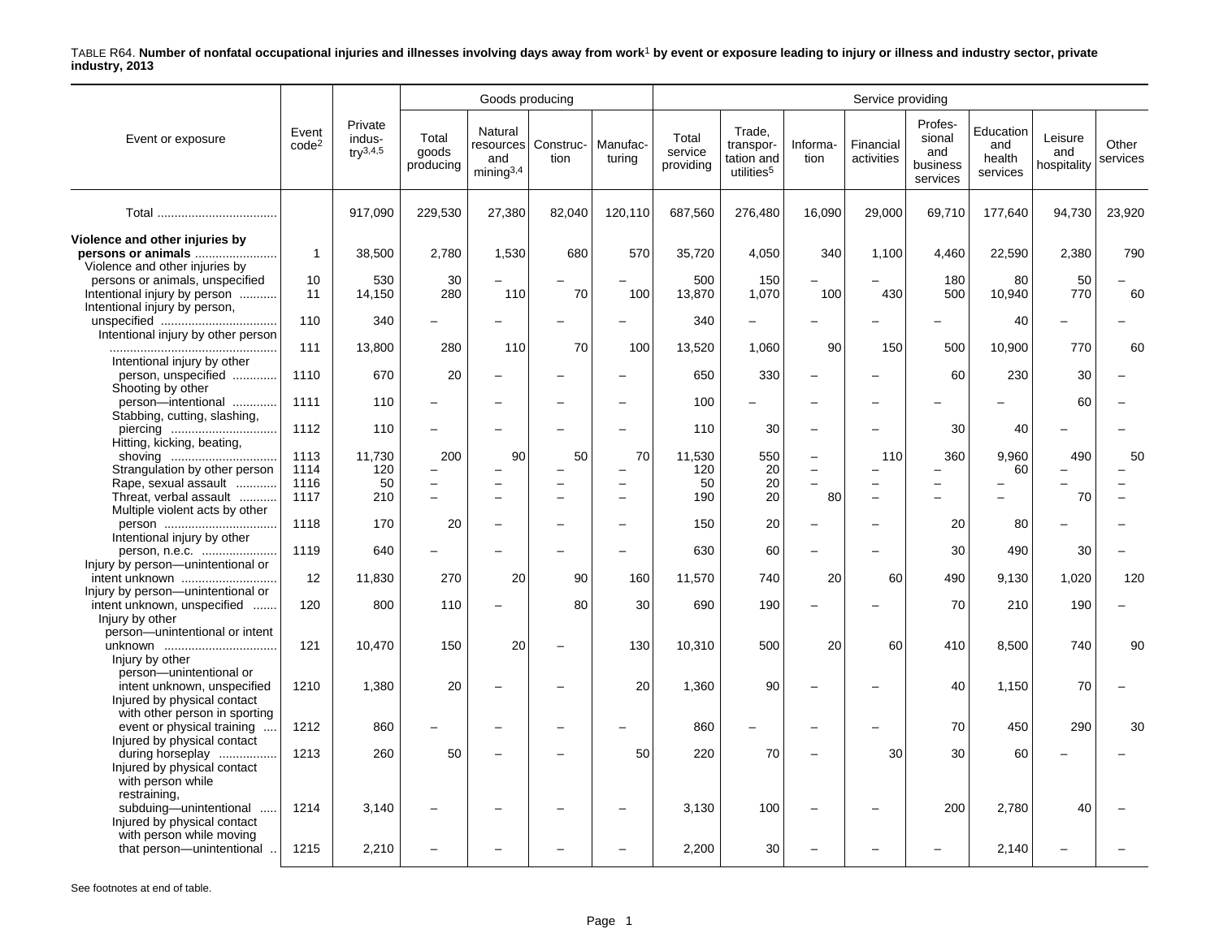TABLE R64. **Number of nonfatal occupational injuries and illnesses involving days away from work[1] by event or exposure leading to injury or illness and industry sector, private industry, 2013**

| Event or exposure | Event code[2] | Private industry[3,4,5] | Goods producing | | | | Service providing | | | | | | | |
|---|---|---|---|---|---|---|---|---|---|---|---|---|---|---|
| | | | Total goods producing | Natural resources and mining[3,4] | Construction | Manufacturing | Total service providing | Trade, transportation and utilities[5] | Information | Financial activities | Professional and business services | Education and health services | Leisure and hospitality | Other services |
| Total | | 917,090 | 229,530 | 27,380 | 82,040 | 120,110 | 687,560 | 276,480 | 16,090 | 29,000 | 69,710 | 177,640 | 94,730 | 23,920 |
| **Violence and other injuries by persons or animals** | 1 | 38,500 | 2,780 | 1,530 | 680 | 570 | 35,720 | 4,050 | 340 | 1,100 | 4,460 | 22,590 | 2,380 | 790 |
| Violence and other injuries by persons or animals, unspecified | 10 | 530 | 30 | – | – | – | 500 | 150 | – | – | 180 | 80 | 50 | – |
| Intentional injury by person | 11 | 14,150 | 280 | 110 | 70 | 100 | 13,870 | 1,070 | 100 | 430 | 500 | 10,940 | 770 | 60 |
| Intentional injury by person, unspecified | 110 | 340 | – | – | – | – | 340 | – | – | – | – | 40 | – | – |
| Intentional injury by other person | 111 | 13,800 | 280 | 110 | 70 | 100 | 13,520 | 1,060 | 90 | 150 | 500 | 10,900 | 770 | 60 |
| Intentional injury by other person, unspecified | 1110 | 670 | 20 | – | – | – | 650 | 330 | – | – | 60 | 230 | 30 | – |
| Shooting by other person—intentional | 1111 | 110 | – | – | – | – | 100 | – | – | – | – | – | 60 | – |
| Stabbing, cutting, slashing, piercing | 1112 | 110 | – | – | – | – | 110 | 30 | – | – | 30 | 40 | – | – |
| Hitting, kicking, beating, shoving | 1113 | 11,730 | 200 | 90 | 50 | 70 | 11,530 | 550 | – | 110 | 360 | 9,960 | 490 | 50 |
| Strangulation by other person | 1114 | 120 | – | – | – | – | 120 | 20 | – | – | – | 60 | – | – |
| Rape, sexual assault | 1116 | 50 | – | – | – | – | 50 | 20 | – | – | – | – | – | – |
| Threat, verbal assault | 1117 | 210 | – | – | – | – | 190 | 20 | 80 | – | – | – | 70 | – |
| Multiple violent acts by other person | 1118 | 170 | 20 | – | – | – | 150 | 20 | – | – | 20 | 80 | – | – |
| Intentional injury by other person, n.e.c. | 1119 | 640 | – | – | – | – | 630 | 60 | – | – | 30 | 490 | 30 | – |
| Injury by person—unintentional or intent unknown | 12 | 11,830 | 270 | 20 | 90 | 160 | 11,570 | 740 | 20 | 60 | 490 | 9,130 | 1,020 | 120 |
| Injury by person—unintentional or intent unknown, unspecified | 120 | 800 | 110 | – | 80 | 30 | 690 | 190 | – | – | 70 | 210 | 190 | – |
| Injury by other person—unintentional or intent unknown | 121 | 10,470 | 150 | 20 | – | 130 | 10,310 | 500 | 20 | 60 | 410 | 8,500 | 740 | 90 |
| Injury by other person—unintentional or intent unknown, unspecified | 1210 | 1,380 | 20 | – | – | 20 | 1,360 | 90 | – | – | 40 | 1,150 | 70 | – |
| Injured by physical contact with other person in sporting event or physical training | 1212 | 860 | – | – | – | – | 860 | – | – | – | 70 | 450 | 290 | 30 |
| Injured by physical contact during horseplay | 1213 | 260 | 50 | – | – | 50 | 220 | 70 | – | 30 | 30 | 60 | – | – |
| Injured by physical contact with person while restraining, subduing—unintentional | 1214 | 3,140 | – | – | – | – | 3,130 | 100 | – | – | 200 | 2,780 | 40 | – |
| Injured by physical contact with person while moving that person—unintentional | 1215 | 2,210 | – | – | – | – | 2,200 | 30 | – | – | – | 2,140 | – | – |

See footnotes at end of table.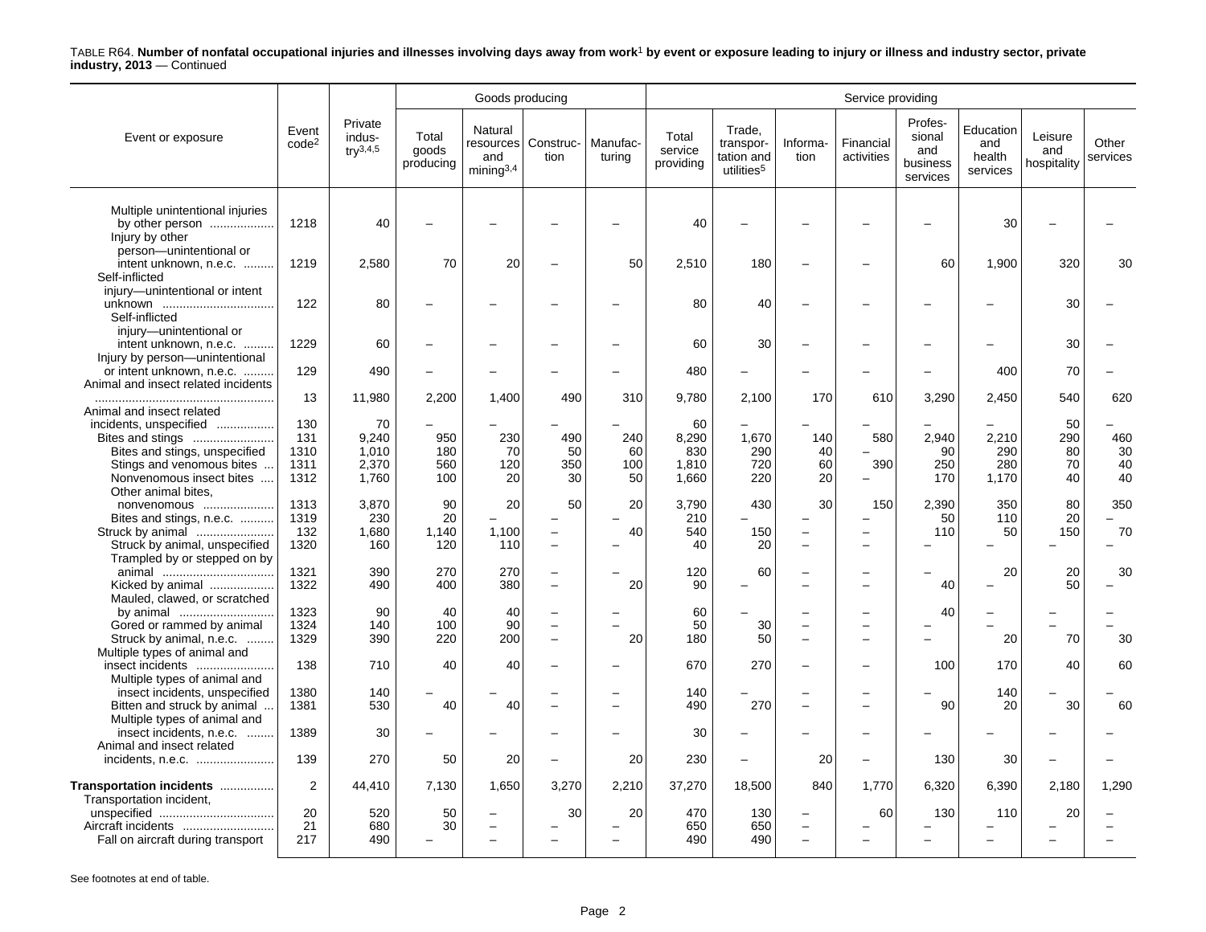TABLE R64. **Number of nonfatal occupational injuries and illnesses involving days away from work[1] by event or exposure leading to injury or illness and industry sector, private industry, 2013** — Continued

| Event or exposure | Event code[2] | Private industry[3,4,5] | Goods producing | | | | Service providing | | | | | | | |
|---|---|---|---|---|---|---|---|---|---|---|---|---|---|---|
| | | | Total goods producing | Natural resources and mining[3,4] | Construction | Manufacturing | Total service providing | Trade, transportation and utilities[5] | Information | Financial activities | Professional and business services | Education and health services | Leisure and hospitality | Other services |
| Multiple unintentional injuries by other person | 1218 | 40 | – | – | – | – | 40 | – | – | – | – | 30 | – | – |
| Injury by other person—unintentional or intent unknown, n.e.c. | 1219 | 2,580 | 70 | 20 | – | 50 | 2,510 | 180 | – | – | 60 | 1,900 | 320 | 30 |
| Self-inflicted injury—unintentional or intent unknown | 122 | 80 | – | – | – | – | 80 | 40 | – | – | – | – | 30 | – |
| Self-inflicted injury—unintentional or intent unknown, n.e.c. | 1229 | 60 | – | – | – | – | 60 | 30 | – | – | – | – | 30 | – |
| Injury by person—unintentional or intent unknown, n.e.c. | 129 | 490 | – | – | – | – | 480 | – | – | – | – | 400 | 70 | – |
| Animal and insect related incidents | 13 | 11,980 | 2,200 | 1,400 | 490 | 310 | 9,780 | 2,100 | 170 | 610 | 3,290 | 2,450 | 540 | 620 |
| Animal and insect related incidents, unspecified | 130 | 70 | – | – | – | – | 60 | – | – | – | – | – | 50 | – |
| Bites and stings | 131 | 9,240 | 950 | 230 | 490 | 240 | 8,290 | 1,670 | 140 | 580 | 2,940 | 2,210 | 290 | 460 |
| Bites and stings, unspecified | 1310 | 1,010 | 180 | 70 | 50 | 60 | 830 | 290 | 40 | – | 90 | 290 | 80 | 30 |
| Stings and venomous bites | 1311 | 2,370 | 560 | 120 | 350 | 100 | 1,810 | 720 | 60 | 390 | 250 | 280 | 70 | 40 |
| Nonvenomous insect bites | 1312 | 1,760 | 100 | 20 | 30 | 50 | 1,660 | 220 | 20 | – | 170 | 1,170 | 40 | 40 |
| Other animal bites, nonvenomous | 1313 | 3,870 | 90 | 20 | 50 | 20 | 3,790 | 430 | 30 | 150 | 2,390 | 350 | 80 | 350 |
| Bites and stings, n.e.c. | 1319 | 230 | 20 | – | – | – | 210 | – | – | – | 50 | 110 | 20 | – |
| Struck by animal | 132 | 1,680 | 1,140 | 1,100 | – | 40 | 540 | 150 | – | – | 110 | 50 | 150 | 70 |
| Struck by animal, unspecified | 1320 | 160 | 120 | 110 | – | – | 40 | 20 | – | – | – | – | – | – |
| Trampled by or stepped on by animal | 1321 | 390 | 270 | 270 | – | – | 120 | 60 | – | – | – | 20 | 20 | 30 |
| Kicked by animal | 1322 | 490 | 400 | 380 | – | 20 | 90 | – | – | – | 40 | – | 50 | – |
| Mauled, clawed, or scratched by animal | 1323 | 90 | 40 | 40 | – | – | 60 | – | – | – | 40 | – | – | – |
| Gored or rammed by animal | 1324 | 140 | 100 | 90 | – | – | 50 | 30 | – | – | – | – | – | – |
| Struck by animal, n.e.c. | 1329 | 390 | 220 | 200 | – | 20 | 180 | 50 | – | – | – | 20 | 70 | 30 |
| Multiple types of animal and insect incidents | 138 | 710 | 40 | 40 | – | – | 670 | 270 | – | – | 100 | 170 | 40 | 60 |
| Multiple types of animal and insect incidents, unspecified | 1380 | 140 | – | – | – | – | 140 | – | – | – | – | 140 | – | – |
| Bitten and struck by animal | 1381 | 530 | 40 | 40 | – | – | 490 | 270 | – | – | 90 | 20 | 30 | 60 |
| Multiple types of animal and insect incidents, n.e.c. | 1389 | 30 | – | – | – | – | 30 | – | – | – | – | – | – | – |
| Animal and insect related incidents, n.e.c. | 139 | 270 | 50 | 20 | – | 20 | 230 | – | 20 | – | 130 | 30 | – | – |
| **Transportation incidents** | 2 | 44,410 | 7,130 | 1,650 | 3,270 | 2,210 | 37,270 | 18,500 | 840 | 1,770 | 6,320 | 6,390 | 2,180 | 1,290 |
| Transportation incident, unspecified | 20 | 520 | 50 | – | 30 | 20 | 470 | 130 | – | 60 | 130 | 110 | 20 | – |
| Aircraft incidents | 21 | 680 | 30 | – | – | – | 650 | 650 | – | – | – | – | – | – |
| Fall on aircraft during transport | 217 | 490 | – | – | – | – | 490 | 490 | – | – | – | – | – | – |

See footnotes at end of table.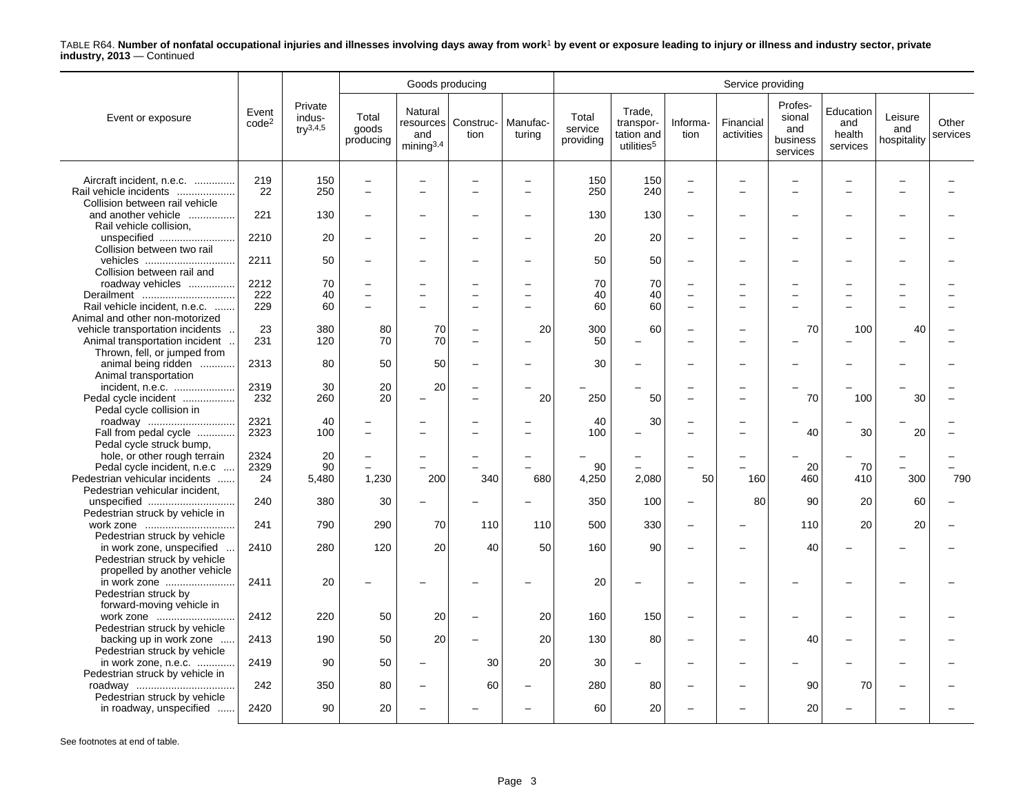TABLE R64. **Number of nonfatal occupational injuries and illnesses involving days away from work[1] by event or exposure leading to injury or illness and industry sector, private industry, 2013** — Continued

| Event or exposure | Event code[2] | Private industry[3,4,5] | Goods producing | | | | Service providing | | | | | | | |
|---|---|---|---|---|---|---|---|---|---|---|---|---|---|---|
| | | | Total goods producing | Natural resources and mining[3,4] | Construction | Manufacturing | Total service providing | Trade, transportation and utilities[5] | Information | Financial activities | Professional and business services | Education and health services | Leisure and hospitality | Other services |
| Aircraft incident, n.e.c. | 219 | 150 | – | – | – | – | 150 | 150 | – | – | – | – | – | – |
| Rail vehicle incidents | 22 | 250 | – | – | – | – | 250 | 240 | – | – | – | – | – | – |
| Collision between rail vehicle and another vehicle | 221 | 130 | – | – | – | – | 130 | 130 | – | – | – | – | – | – |
| Rail vehicle collision, unspecified | 2210 | 20 | – | – | – | – | 20 | 20 | – | – | – | – | – | – |
| Collision between two rail vehicles | 2211 | 50 | – | – | – | – | 50 | 50 | – | – | – | – | – | – |
| Collision between rail and roadway vehicles | 2212 | 70 | – | – | – | – | 70 | 70 | – | – | – | – | – | – |
| Derailment | 222 | 40 | – | – | – | – | 40 | 40 | – | – | – | – | – | – |
| Rail vehicle incident, n.e.c. | 229 | 60 | – | – | – | – | 60 | 60 | – | – | – | – | – | – |
| Animal and other non-motorized vehicle transportation incidents | 23 | 380 | 80 | 70 | – | 20 | 300 | 60 | – | – | 70 | 100 | 40 | – |
| Animal transportation incident | 231 | 120 | 70 | 70 | – | – | 50 | – | – | – | – | – | – | – |
| Thrown, fell, or jumped from animal being ridden | 2313 | 80 | 50 | 50 | – | – | 30 | – | – | – | – | – | – | – |
| Animal transportation incident, n.e.c. | 2319 | 30 | 20 | 20 | – | – | – | – | – | – | – | – | – | – |
| Pedal cycle incident | 232 | 260 | 20 | – | – | 20 | 250 | 50 | – | – | 70 | 100 | 30 | – |
| Pedal cycle collision in roadway | 2321 | 40 | – | – | – | – | 40 | 30 | – | – | – | – | – | – |
| Fall from pedal cycle | 2323 | 100 | – | – | – | – | 100 | – | – | – | 40 | 30 | 20 | – |
| Pedal cycle struck bump, hole, or other rough terrain | 2324 | 20 | – | – | – | – | – | – | – | – | – | – | – | – |
| Pedal cycle incident, n.e.c | 2329 | 90 | – | – | – | – | 90 | – | – | – | 20 | 70 | – | – |
| Pedestrian vehicular incidents | 24 | 5,480 | 1,230 | 200 | 340 | 680 | 4,250 | 2,080 | 50 | 160 | 460 | 410 | 300 | 790 |
| Pedestrian vehicular incident, unspecified | 240 | 380 | 30 | – | – | – | 350 | 100 | – | 80 | 90 | 20 | 60 | – |
| Pedestrian struck by vehicle in work zone | 241 | 790 | 290 | 70 | 110 | 110 | 500 | 330 | – | – | 110 | 20 | 20 | – |
| Pedestrian struck by vehicle in work zone, unspecified | 2410 | 280 | 120 | 20 | 40 | 50 | 160 | 90 | – | – | 40 | – | – | – |
| Pedestrian struck by vehicle propelled by another vehicle in work zone | 2411 | 20 | – | – | – | – | 20 | – | – | – | – | – | – | – |
| Pedestrian struck by forward-moving vehicle in work zone | 2412 | 220 | 50 | 20 | – | 20 | 160 | 150 | – | – | – | – | – | – |
| Pedestrian struck by vehicle backing up in work zone | 2413 | 190 | 50 | 20 | – | 20 | 130 | 80 | – | – | 40 | – | – | – |
| Pedestrian struck by vehicle in work zone, n.e.c. | 2419 | 90 | 50 | – | 30 | 20 | 30 | – | – | – | – | – | – | – |
| Pedestrian struck by vehicle in roadway | 242 | 350 | 80 | – | 60 | – | 280 | 80 | – | – | 90 | 70 | – | – |
| Pedestrian struck by vehicle in roadway, unspecified | 2420 | 90 | 20 | – | – | – | 60 | 20 | – | – | 20 | – | – | – |

See footnotes at end of table.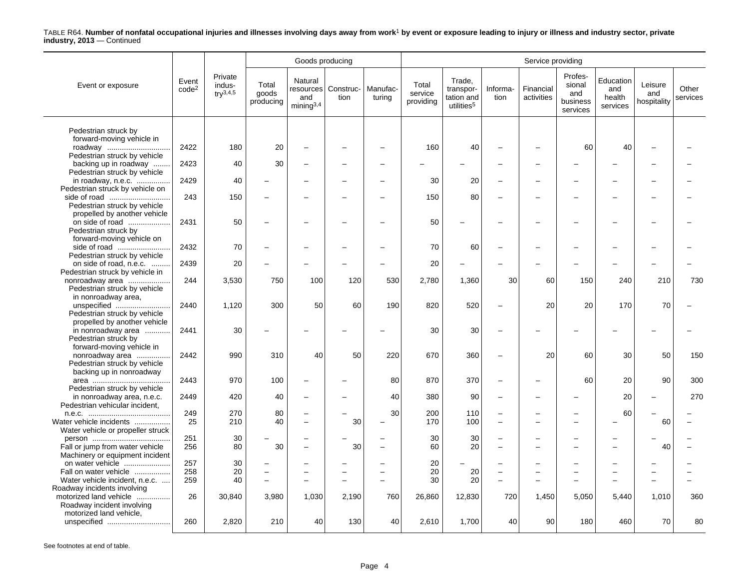TABLE R64. **Number of nonfatal occupational injuries and illnesses involving days away from work[1] by event or exposure leading to injury or illness and industry sector, private industry, 2013** — Continued

| Event or exposure | Event code[2] | Private industry[3,4,5] | Goods producing | | | | Service providing | | | | | | | |
|---|---|---|---|---|---|---|---|---|---|---|---|---|---|---|
| | | | Total goods producing | Natural resources and mining[3,4] | Construction | Manufacturing | Total service providing | Trade, transportation and utilities[5] | Information | Financial activities | Professional and business services | Education and health services | Leisure and hospitality | Other services |
| Pedestrian struck by forward-moving vehicle in roadway | 2422 | 180 | 20 | – | – | – | 160 | 40 | – | – | 60 | 40 | – | – |
| Pedestrian struck by vehicle backing up in roadway | 2423 | 40 | 30 | – | – | – | – | – | – | – | – | – | – | – |
| Pedestrian struck by vehicle in roadway, n.e.c. | 2429 | 40 | – | – | – | – | 30 | 20 | – | – | – | – | – | – |
| Pedestrian struck by vehicle on side of road | 243 | 150 | – | – | – | – | 150 | 80 | – | – | – | – | – | – |
| Pedestrian struck by vehicle propelled by another vehicle on side of road | 2431 | 50 | – | – | – | – | 50 | – | – | – | – | – | – | – |
| Pedestrian struck by forward-moving vehicle on side of road | 2432 | 70 | – | – | – | – | 70 | 60 | – | – | – | – | – | – |
| Pedestrian struck by vehicle on side of road, n.e.c. | 2439 | 20 | – | – | – | – | 20 | – | – | – | – | – | – | – |
| Pedestrian struck by vehicle in nonroadway area | 244 | 3,530 | 750 | 100 | 120 | 530 | 2,780 | 1,360 | 30 | 60 | 150 | 240 | 210 | 730 |
| Pedestrian struck by vehicle in nonroadway area, unspecified | 2440 | 1,120 | 300 | 50 | 60 | 190 | 820 | 520 | – | 20 | 20 | 170 | 70 | – |
| Pedestrian struck by vehicle propelled by another vehicle in nonroadway area | 2441 | 30 | – | – | – | – | 30 | 30 | – | – | – | – | – | – |
| Pedestrian struck by forward-moving vehicle in nonroadway area | 2442 | 990 | 310 | 40 | 50 | 220 | 670 | 360 | – | 20 | 60 | 30 | 50 | 150 |
| Pedestrian struck by vehicle backing up in nonroadway area | 2443 | 970 | 100 | – | – | 80 | 870 | 370 | – | – | 60 | 20 | 90 | 300 |
| Pedestrian struck by vehicle in nonroadway area, n.e.c. | 2449 | 420 | 40 | – | – | 40 | 380 | 90 | – | – | – | 20 | – | 270 |
| Pedestrian vehicular incident, n.e.c. | 249 | 270 | 80 | – | – | 30 | 200 | 110 | – | – | – | 60 | – | – |
| Water vehicle incidents | 25 | 210 | 40 | – | 30 | – | 170 | 100 | – | – | – | – | 60 | – |
| Water vehicle or propeller struck person | 251 | 30 | – | – | – | – | 30 | 30 | – | – | – | – | – | – |
| Fall or jump from water vehicle | 256 | 80 | 30 | – | 30 | – | 60 | 20 | – | – | – | – | 40 | – |
| Machinery or equipment incident on water vehicle | 257 | 30 | – | – | – | – | 20 | – | – | – | – | – | – | – |
| Fall on water vehicle | 258 | 20 | – | – | – | – | 20 | 20 | – | – | – | – | – | – |
| Water vehicle incident, n.e.c. | 259 | 40 | – | – | – | – | 30 | 20 | – | – | – | – | – | – |
| Roadway incidents involving motorized land vehicle | 26 | 30,840 | 3,980 | 1,030 | 2,190 | 760 | 26,860 | 12,830 | 720 | 1,450 | 5,050 | 5,440 | 1,010 | 360 |
| Roadway incident involving motorized land vehicle, unspecified | 260 | 2,820 | 210 | 40 | 130 | 40 | 2,610 | 1,700 | 40 | 90 | 180 | 460 | 70 | 80 |

See footnotes at end of table.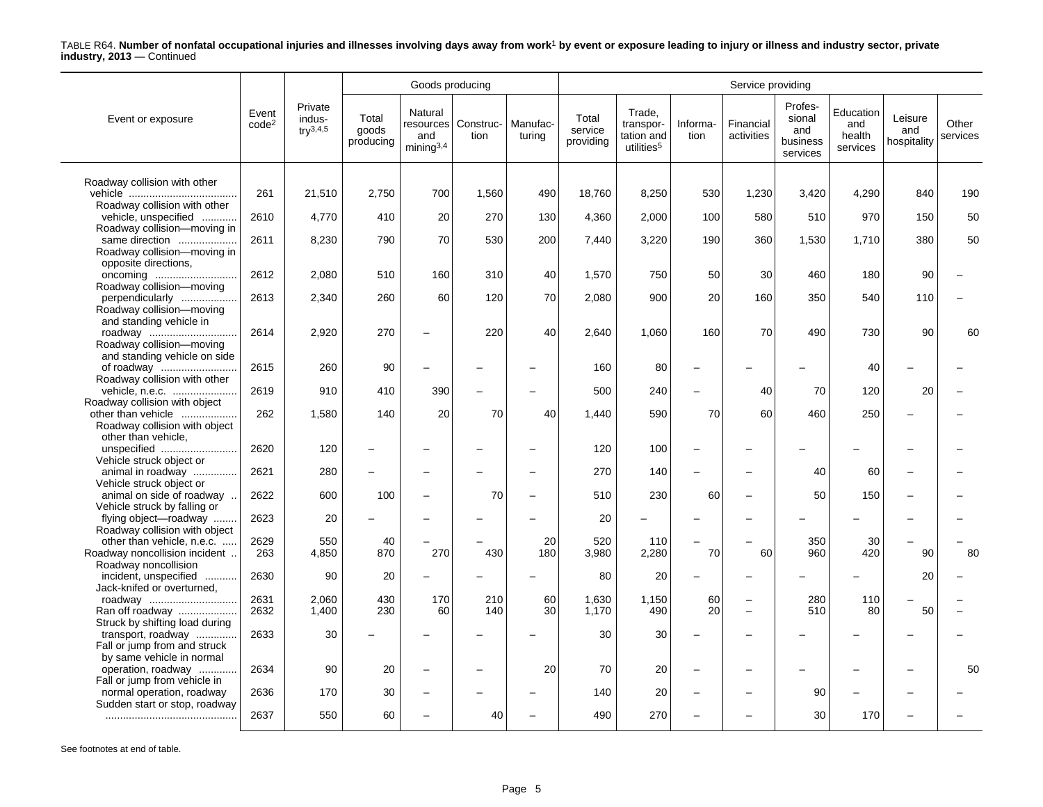TABLE R64. **Number of nonfatal occupational injuries and illnesses involving days away from work[1] by event or exposure leading to injury or illness and industry sector, private industry, 2013** — Continued

| Event or exposure | Event code[2] | Private industry[3,4,5] | Goods producing | | | | Service providing | | | | | | | |
|---|---|---|---|---|---|---|---|---|---|---|---|---|---|---|
| | | | Total goods producing | Natural resources and mining[3,4] | Construction | Manufacturing | Total service providing | Trade, transportation and utilities[5] | Information | Financial activities | Professional and business services | Education and health services | Leisure and hospitality | Other services |
| Roadway collision with other vehicle | 261 | 21,510 | 2,750 | 700 | 1,560 | 490 | 18,760 | 8,250 | 530 | 1,230 | 3,420 | 4,290 | 840 | 190 |
| Roadway collision with other vehicle, unspecified | 2610 | 4,770 | 410 | 20 | 270 | 130 | 4,360 | 2,000 | 100 | 580 | 510 | 970 | 150 | 50 |
| Roadway collision—moving in same direction | 2611 | 8,230 | 790 | 70 | 530 | 200 | 7,440 | 3,220 | 190 | 360 | 1,530 | 1,710 | 380 | 50 |
| Roadway collision—moving in opposite directions, oncoming | 2612 | 2,080 | 510 | 160 | 310 | 40 | 1,570 | 750 | 50 | 30 | 460 | 180 | 90 | – |
| Roadway collision—moving perpendicularly | 2613 | 2,340 | 260 | 60 | 120 | 70 | 2,080 | 900 | 20 | 160 | 350 | 540 | 110 | – |
| Roadway collision—moving and standing vehicle in roadway | 2614 | 2,920 | 270 | – | 220 | 40 | 2,640 | 1,060 | 160 | 70 | 490 | 730 | 90 | 60 |
| Roadway collision—moving and standing vehicle on side of roadway | 2615 | 260 | 90 | – | – | – | 160 | 80 | – | – | – | 40 | – | – |
| Roadway collision with other vehicle, n.e.c. | 2619 | 910 | 410 | 390 | – | – | 500 | 240 | – | 40 | 70 | 120 | 20 | – |
| Roadway collision with object other than vehicle | 262 | 1,580 | 140 | 20 | 70 | 40 | 1,440 | 590 | 70 | 60 | 460 | 250 | – | – |
| Roadway collision with object other than vehicle, unspecified | 2620 | 120 | – | – | – | – | 120 | 100 | – | – | – | – | – | – |
| Vehicle struck object or animal in roadway | 2621 | 280 | – | – | – | – | 270 | 140 | – | – | 40 | 60 | – | – |
| Vehicle struck object or animal on side of roadway | 2622 | 600 | 100 | – | 70 | – | 510 | 230 | 60 | – | 50 | 150 | – | – |
| Vehicle struck by falling or flying object—roadway | 2623 | 20 | – | – | – | – | 20 | – | – | – | – | – | – | – |
| Roadway collision with object other than vehicle, n.e.c. | 2629 | 550 | 40 | – | – | 20 | 520 | 110 | – | – | 350 | 30 | – | – |
| Roadway noncollision incident | 263 | 4,850 | 870 | 270 | 430 | 180 | 3,980 | 2,280 | 70 | 60 | 960 | 420 | 90 | 80 |
| Roadway noncollision incident, unspecified | 2630 | 90 | 20 | – | – | – | 80 | 20 | – | – | – | – | 20 | – |
| Jack-knifed or overturned, roadway | 2631 | 2,060 | 430 | 170 | 210 | 60 | 1,630 | 1,150 | 60 | – | 280 | 110 | – | – |
| Ran off roadway | 2632 | 1,400 | 230 | 60 | 140 | 30 | 1,170 | 490 | 20 | – | 510 | 80 | 50 | – |
| Struck by shifting load during transport, roadway | 2633 | 30 | – | – | – | – | 30 | 30 | – | – | – | – | – | – |
| Fall or jump from and struck by same vehicle in normal operation, roadway | 2634 | 90 | 20 | – | – | 20 | 70 | 20 | – | – | – | – | – | 50 |
| Fall or jump from vehicle in normal operation, roadway | 2636 | 170 | 30 | – | – | – | 140 | 20 | – | – | 90 | – | – | – |
| Sudden start or stop, roadway | 2637 | 550 | 60 | – | 40 | – | 490 | 270 | – | – | 30 | 170 | – | – |

See footnotes at end of table.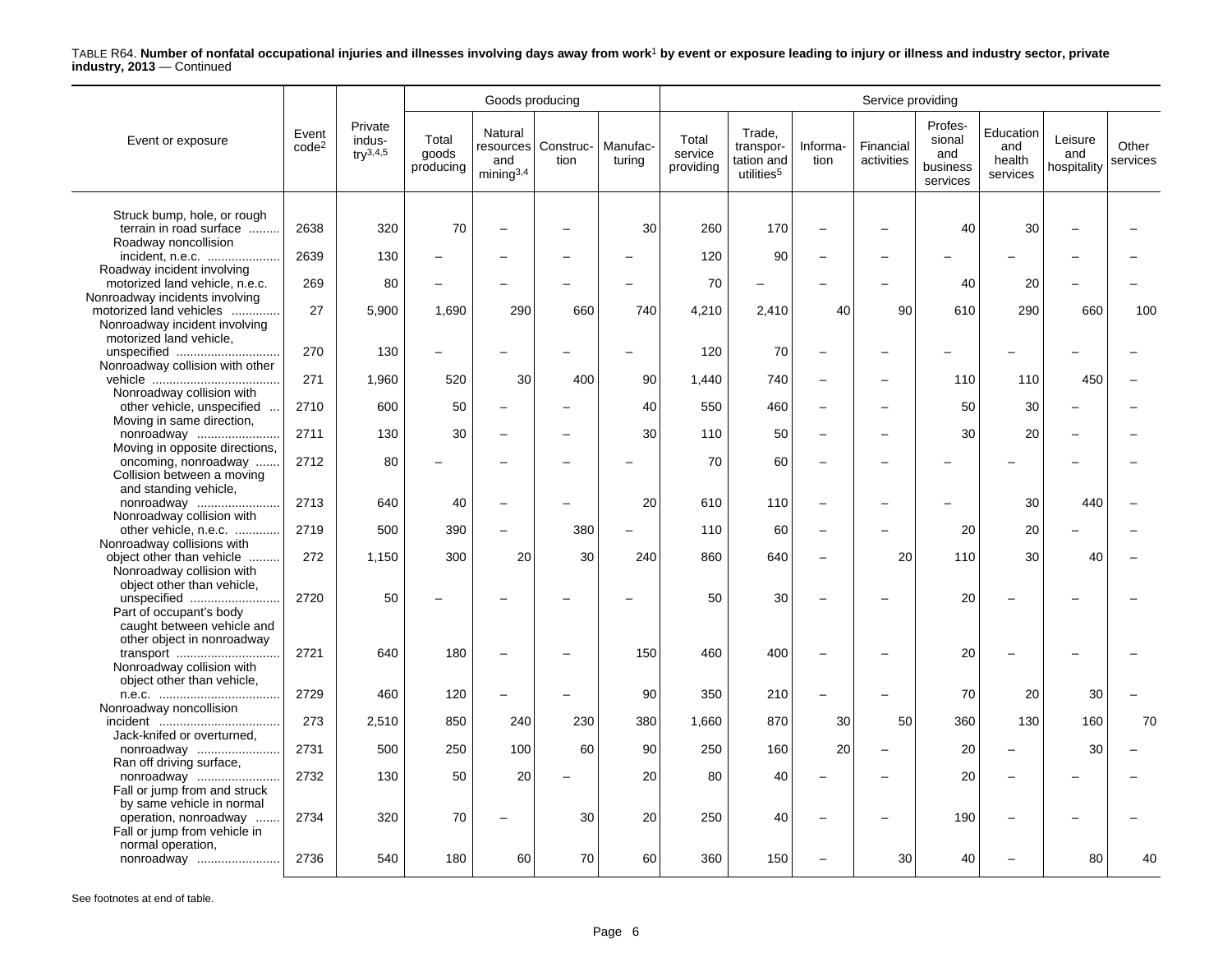TABLE R64. **Number of nonfatal occupational injuries and illnesses involving days away from work[1] by event or exposure leading to injury or illness and industry sector, private industry, 2013** — Continued

| Event or exposure | Event code[2] | Private industry[3,4,5] | Goods producing: Total goods producing | Goods producing: Natural resources and mining[3,4] | Goods producing: Construction | Goods producing: Manufacturing | Service providing: Total service providing | Service providing: Trade, transportation and utilities[5] | Service providing: Information | Service providing: Financial activities | Service providing: Professional and business services | Service providing: Education and health services | Service providing: Leisure and hospitality | Service providing: Other services |
|---|---|---|---|---|---|---|---|---|---|---|---|---|---|---|
| Struck bump, hole, or rough terrain in road surface | 2638 | 320 | 70 | – | – | 30 | 260 | 170 | – | – | 40 | 30 | – | – |
| Roadway noncollision incident, n.e.c. | 2639 | 130 | – | – | – | – | 120 | 90 | – | – | – | – | – | – |
| Roadway incident involving motorized land vehicle, n.e.c. | 269 | 80 | – | – | – | – | 70 | – | – | – | 40 | 20 | – | – |
| Nonroadway incidents involving motorized land vehicles | 27 | 5,900 | 1,690 | 290 | 660 | 740 | 4,210 | 2,410 | 40 | 90 | 610 | 290 | 660 | 100 |
| Nonroadway incident involving motorized land vehicle, unspecified | 270 | 130 | – | – | – | – | 120 | 70 | – | – | – | – | – | – |
| Nonroadway collision with other vehicle | 271 | 1,960 | 520 | 30 | 400 | 90 | 1,440 | 740 | – | – | 110 | 110 | 450 | – |
| Nonroadway collision with other vehicle, unspecified | 2710 | 600 | 50 | – | – | 40 | 550 | 460 | – | – | 50 | 30 | – | – |
| Moving in same direction, nonroadway | 2711 | 130 | 30 | – | – | 30 | 110 | 50 | – | – | 30 | 20 | – | – |
| Moving in opposite directions, oncoming, nonroadway | 2712 | 80 | – | – | – | – | 70 | 60 | – | – | – | – | – | – |
| Collision between a moving and standing vehicle, nonroadway | 2713 | 640 | 40 | – | – | 20 | 610 | 110 | – | – | – | 30 | 440 | – |
| Nonroadway collision with other vehicle, n.e.c. | 2719 | 500 | 390 | – | 380 | – | 110 | 60 | – | – | 20 | 20 | – | – |
| Nonroadway collisions with object other than vehicle | 272 | 1,150 | 300 | 20 | 30 | 240 | 860 | 640 | – | 20 | 110 | 30 | 40 | – |
| Nonroadway collision with object other than vehicle, unspecified | 2720 | 50 | – | – | – | – | 50 | 30 | – | – | 20 | – | – | – |
| Part of occupant's body caught between vehicle and other object in nonroadway transport | 2721 | 640 | 180 | – | – | 150 | 460 | 400 | – | – | 20 | – | – | – |
| Nonroadway collision with object other than vehicle, n.e.c. | 2729 | 460 | 120 | – | – | 90 | 350 | 210 | – | – | 70 | 20 | 30 | – |
| Nonroadway noncollision incident | 273 | 2,510 | 850 | 240 | 230 | 380 | 1,660 | 870 | 30 | 50 | 360 | 130 | 160 | 70 |
| Jack-knifed or overturned, nonroadway | 2731 | 500 | 250 | 100 | 60 | 90 | 250 | 160 | 20 | – | 20 | – | 30 | – |
| Ran off driving surface, nonroadway | 2732 | 130 | 50 | 20 | – | 20 | 80 | 40 | – | – | 20 | – | – | – |
| Fall or jump from and struck by same vehicle in normal operation, nonroadway | 2734 | 320 | 70 | – | 30 | 20 | 250 | 40 | – | – | 190 | – | – | – |
| Fall or jump from vehicle in normal operation, nonroadway | 2736 | 540 | 180 | 60 | 70 | 60 | 360 | 150 | – | 30 | 40 | – | 80 | 40 |

See footnotes at end of table.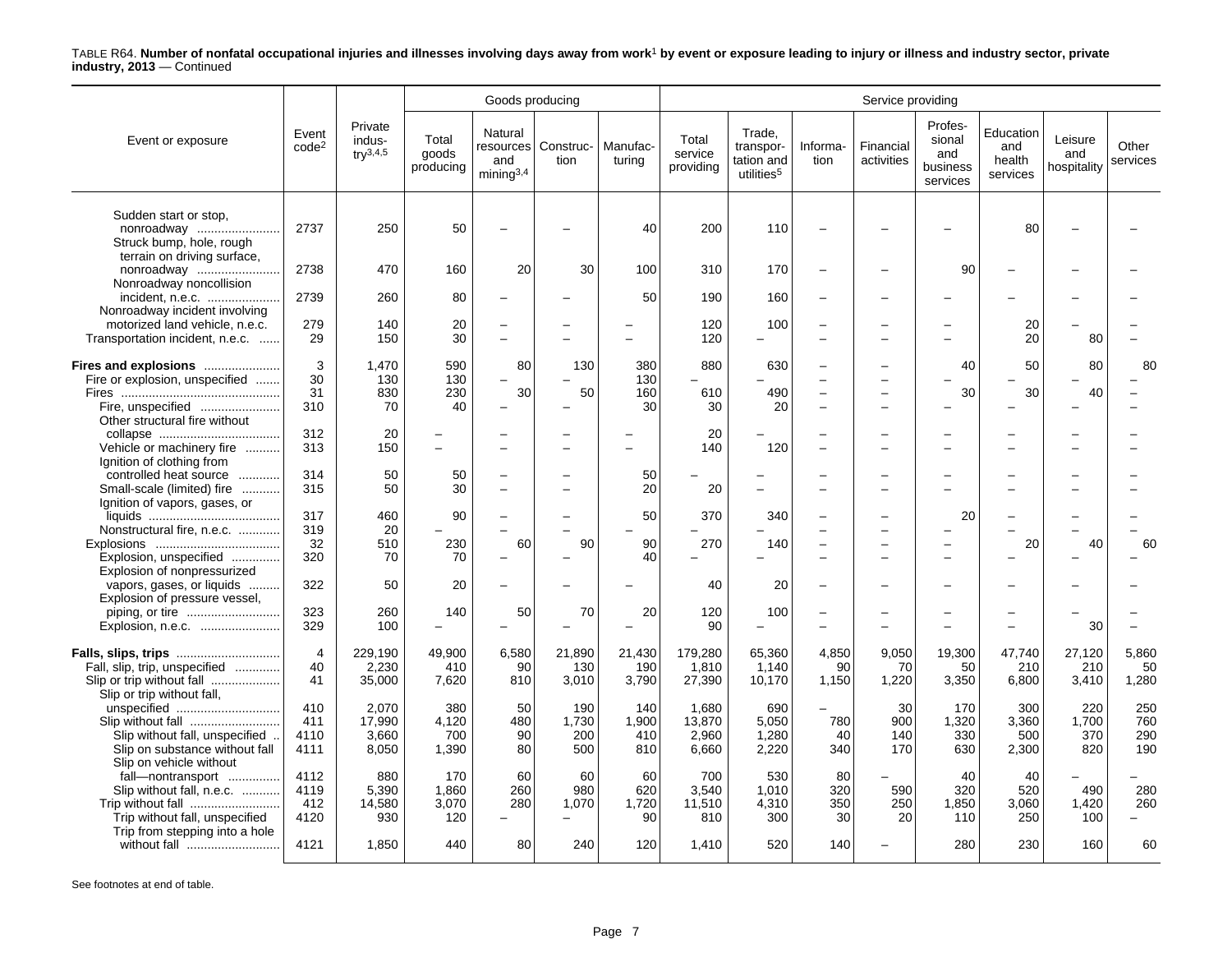TABLE R64. **Number of nonfatal occupational injuries and illnesses involving days away from work[1] by event or exposure leading to injury or illness and industry sector, private industry, 2013** — Continued

| Event or exposure | Event code[2] | Private industry[3,4,5] | Goods producing | | | | Service providing | | | | | | | |
|---|---|---|---|---|---|---|---|---|---|---|---|---|---|---|
| | | | Total goods producing | Natural resources and mining[3,4] | Construction | Manufacturing | Total service providing | Trade, transportation and utilities[5] | Information | Financial activities | Professional and business services | Education and health services | Leisure and hospitality | Other services |
| Sudden start or stop, nonroadway | 2737 | 250 | 50 | – | – | 40 | 200 | 110 | – | – | – | 80 | – | – |
| Struck bump, hole, rough terrain on driving surface, nonroadway | 2738 | 470 | 160 | 20 | 30 | 100 | 310 | 170 | – | – | 90 | – | – | – |
| Nonroadway noncollision incident, n.e.c. | 2739 | 260 | 80 | – | – | 50 | 190 | 160 | – | – | – | – | – | – |
| Nonroadway incident involving motorized land vehicle, n.e.c. | 279 | 140 | 20 | – | – | – | 120 | 100 | – | – | – | 20 | – | – |
| Transportation incident, n.e.c. | 29 | 150 | 30 | – | – | – | 120 | – | – | – | – | 20 | 80 | – |
| **Fires and explosions** | 3 | 1,470 | 590 | 80 | 130 | 380 | 880 | 630 | – | – | 40 | 50 | 80 | 80 |
| Fire or explosion, unspecified | 30 | 130 | 130 | – | – | 130 | – | – | – | – | – | – | – | – |
| Fires | 31 | 830 | 230 | 30 | 50 | 160 | 610 | 490 | – | – | 30 | 30 | 40 | – |
| Fire, unspecified | 310 | 70 | 40 | – | – | 30 | 30 | 20 | – | – | – | – | – | – |
| Other structural fire without collapse | 312 | 20 | – | – | – | – | 20 | – | – | – | – | – | – | – |
| Vehicle or machinery fire | 313 | 150 | – | – | – | – | 140 | 120 | – | – | – | – | – | – |
| Ignition of clothing from controlled heat source | 314 | 50 | 50 | – | – | 50 | – | – | – | – | – | – | – | – |
| Small-scale (limited) fire | 315 | 50 | 30 | – | – | 20 | 20 | – | – | – | – | – | – | – |
| Ignition of vapors, gases, or liquids | 317 | 460 | 90 | – | – | 50 | 370 | 340 | – | – | 20 | – | – | – |
| Nonstructural fire, n.e.c. | 319 | 20 | – | – | – | – | – | – | – | – | – | – | – | – |
| Explosions | 32 | 510 | 230 | 60 | 90 | 90 | 270 | 140 | – | – | – | 20 | 40 | 60 |
| Explosion, unspecified | 320 | 70 | 70 | – | – | 40 | – | – | – | – | – | – | – | – |
| Explosion of nonpressurized vapors, gases, or liquids | 322 | 50 | 20 | – | – | – | 40 | 20 | – | – | – | – | – | – |
| Explosion of pressure vessel, piping, or tire | 323 | 260 | 140 | 50 | 70 | 20 | 120 | 100 | – | – | – | – | – | – |
| Explosion, n.e.c. | 329 | 100 | – | – | – | – | 90 | – | – | – | – | – | 30 | – |
| **Falls, slips, trips** | 4 | 229,190 | 49,900 | 6,580 | 21,890 | 21,430 | 179,280 | 65,360 | 4,850 | 9,050 | 19,300 | 47,740 | 27,120 | 5,860 |
| Fall, slip, trip, unspecified | 40 | 2,230 | 410 | 90 | 130 | 190 | 1,810 | 1,140 | 90 | 70 | 50 | 210 | 210 | 50 |
| Slip or trip without fall | 41 | 35,000 | 7,620 | 810 | 3,010 | 3,790 | 27,390 | 10,170 | 1,150 | 1,220 | 3,350 | 6,800 | 3,410 | 1,280 |
| Slip or trip without fall, unspecified | 410 | 2,070 | 380 | 50 | 190 | 140 | 1,680 | 690 | – | 30 | 170 | 300 | 220 | 250 |
| Slip without fall | 411 | 17,990 | 4,120 | 480 | 1,730 | 1,900 | 13,870 | 5,050 | 780 | 900 | 1,320 | 3,360 | 1,700 | 760 |
| Slip without fall, unspecified | 4110 | 3,660 | 700 | 90 | 200 | 410 | 2,960 | 1,280 | 40 | 140 | 330 | 500 | 370 | 290 |
| Slip on substance without fall | 4111 | 8,050 | 1,390 | 80 | 500 | 810 | 6,660 | 2,220 | 340 | 170 | 630 | 2,300 | 820 | 190 |
| Slip on vehicle without fall—nontransport | 4112 | 880 | 170 | 60 | 60 | 60 | 700 | 530 | 80 | – | 40 | 40 | – | – |
| Slip without fall, n.e.c. | 4119 | 5,390 | 1,860 | 260 | 980 | 620 | 3,540 | 1,010 | 320 | 590 | 320 | 520 | 490 | 280 |
| Trip without fall | 412 | 14,580 | 3,070 | 280 | 1,070 | 1,720 | 11,510 | 4,310 | 350 | 250 | 1,850 | 3,060 | 1,420 | 260 |
| Trip without fall, unspecified | 4120 | 930 | 120 | – | – | 90 | 810 | 300 | 30 | 20 | 110 | 250 | 100 | – |
| Trip from stepping into a hole without fall | 4121 | 1,850 | 440 | 80 | 240 | 120 | 1,410 | 520 | 140 | – | 280 | 230 | 160 | 60 |

See footnotes at end of table.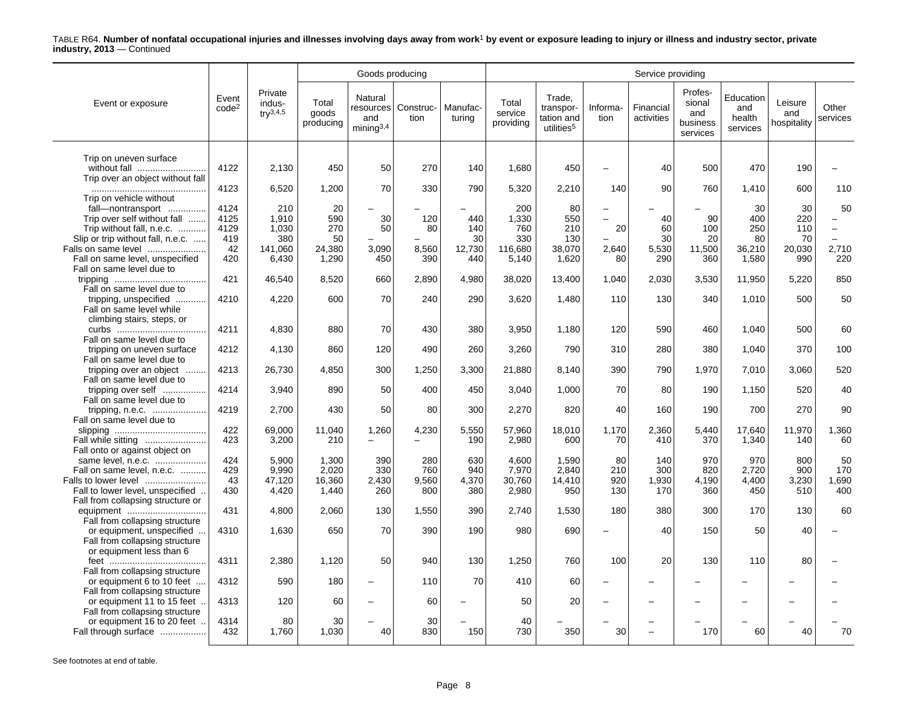TABLE R64. **Number of nonfatal occupational injuries and illnesses involving days away from work[1] by event or exposure leading to injury or illness and industry sector, private industry, 2013** — Continued

| Event or exposure | Event code[2] | Private industry[3,4,5] | Goods producing: Total goods producing | Goods producing: Natural resources and mining[3,4] | Goods producing: Construction | Goods producing: Manufacturing | Service providing: Total service providing | Service providing: Trade, transportation and utilities[5] | Service providing: Information | Service providing: Financial activities | Service providing: Professional and business services | Service providing: Education and health services | Service providing: Leisure and hospitality | Service providing: Other services |
|---|---|---|---|---|---|---|---|---|---|---|---|---|---|---|
| Trip on uneven surface without fall | 4122 | 2,130 | 450 | 50 | 270 | 140 | 1,680 | 450 | – | 40 | 500 | 470 | 190 | – |
| Trip over an object without fall | 4123 | 6,520 | 1,200 | 70 | 330 | 790 | 5,320 | 2,210 | 140 | 90 | 760 | 1,410 | 600 | 110 |
| Trip on vehicle without fall—nontransport | 4124 | 210 | 20 | – | – | – | 200 | 80 | – | – | – | 30 | 30 | 50 |
| Trip over self without fall | 4125 | 1,910 | 590 | 30 | 120 | 440 | 1,330 | 550 | – | 40 | 90 | 400 | 220 | – |
| Trip without fall, n.e.c. | 4129 | 1,030 | 270 | 50 | 80 | 140 | 760 | 210 | 20 | 60 | 100 | 250 | 110 | – |
| Slip or trip without fall, n.e.c. | 419 | 380 | 50 | – | – | 30 | 330 | 130 | – | 30 | 20 | 80 | 70 | – |
| Falls on same level | 42 | 141,060 | 24,380 | 3,090 | 8,560 | 12,730 | 116,680 | 38,070 | 2,640 | 5,530 | 11,500 | 36,210 | 20,030 | 2,710 |
| Fall on same level, unspecified | 420 | 6,430 | 1,290 | 450 | 390 | 440 | 5,140 | 1,620 | 80 | 290 | 360 | 1,580 | 990 | 220 |
| Fall on same level due to tripping | 421 | 46,540 | 8,520 | 660 | 2,890 | 4,980 | 38,020 | 13,400 | 1,040 | 2,030 | 3,530 | 11,950 | 5,220 | 850 |
| Fall on same level due to tripping, unspecified | 4210 | 4,220 | 600 | 70 | 240 | 290 | 3,620 | 1,480 | 110 | 130 | 340 | 1,010 | 500 | 50 |
| Fall on same level while climbing stairs, steps, or curbs | 4211 | 4,830 | 880 | 70 | 430 | 380 | 3,950 | 1,180 | 120 | 590 | 460 | 1,040 | 500 | 60 |
| Fall on same level due to tripping on uneven surface | 4212 | 4,130 | 860 | 120 | 490 | 260 | 3,260 | 790 | 310 | 280 | 380 | 1,040 | 370 | 100 |
| Fall on same level due to tripping over an object | 4213 | 26,730 | 4,850 | 300 | 1,250 | 3,300 | 21,880 | 8,140 | 390 | 790 | 1,970 | 7,010 | 3,060 | 520 |
| Fall on same level due to tripping over self | 4214 | 3,940 | 890 | 50 | 400 | 450 | 3,040 | 1,000 | 70 | 80 | 190 | 1,150 | 520 | 40 |
| Fall on same level due to tripping, n.e.c. | 4219 | 2,700 | 430 | 50 | 80 | 300 | 2,270 | 820 | 40 | 160 | 190 | 700 | 270 | 90 |
| Fall on same level due to slipping | 422 | 69,000 | 11,040 | 1,260 | 4,230 | 5,550 | 57,960 | 18,010 | 1,170 | 2,360 | 5,440 | 17,640 | 11,970 | 1,360 |
| Fall while sitting | 423 | 3,200 | 210 | – | – | 190 | 2,980 | 600 | 70 | 410 | 370 | 1,340 | 140 | 60 |
| Fall onto or against object on same level, n.e.c. | 424 | 5,900 | 1,300 | 390 | 280 | 630 | 4,600 | 1,590 | 80 | 140 | 970 | 970 | 800 | 50 |
| Fall on same level, n.e.c. | 429 | 9,990 | 2,020 | 330 | 760 | 940 | 7,970 | 2,840 | 210 | 300 | 820 | 2,720 | 900 | 170 |
| Falls to lower level | 43 | 47,120 | 16,360 | 2,430 | 9,560 | 4,370 | 30,760 | 14,410 | 920 | 1,930 | 4,190 | 4,400 | 3,230 | 1,690 |
| Fall to lower level, unspecified | 430 | 4,420 | 1,440 | 260 | 800 | 380 | 2,980 | 950 | 130 | 170 | 360 | 450 | 510 | 400 |
| Fall from collapsing structure or equipment | 431 | 4,800 | 2,060 | 130 | 1,550 | 390 | 2,740 | 1,530 | 180 | 380 | 300 | 170 | 130 | 60 |
| Fall from collapsing structure or equipment, unspecified | 4310 | 1,630 | 650 | 70 | 390 | 190 | 980 | 690 | – | 40 | 150 | 50 | 40 | – |
| Fall from collapsing structure or equipment less than 6 feet | 4311 | 2,380 | 1,120 | 50 | 940 | 130 | 1,250 | 760 | 100 | 20 | 130 | 110 | 80 | – |
| Fall from collapsing structure or equipment 6 to 10 feet | 4312 | 590 | 180 | – | 110 | 70 | 410 | 60 | – | – | – | – | – | – |
| Fall from collapsing structure or equipment 11 to 15 feet | 4313 | 120 | 60 | – | 60 | – | 50 | 20 | – | – | – | – | – | – |
| Fall from collapsing structure or equipment 16 to 20 feet | 4314 | 80 | 30 | – | 30 | – | 40 | – | – | – | – | – | – | – |
| Fall through surface | 432 | 1,760 | 1,030 | 40 | 830 | 150 | 730 | 350 | 30 | – | 170 | 60 | 40 | 70 |

See footnotes at end of table.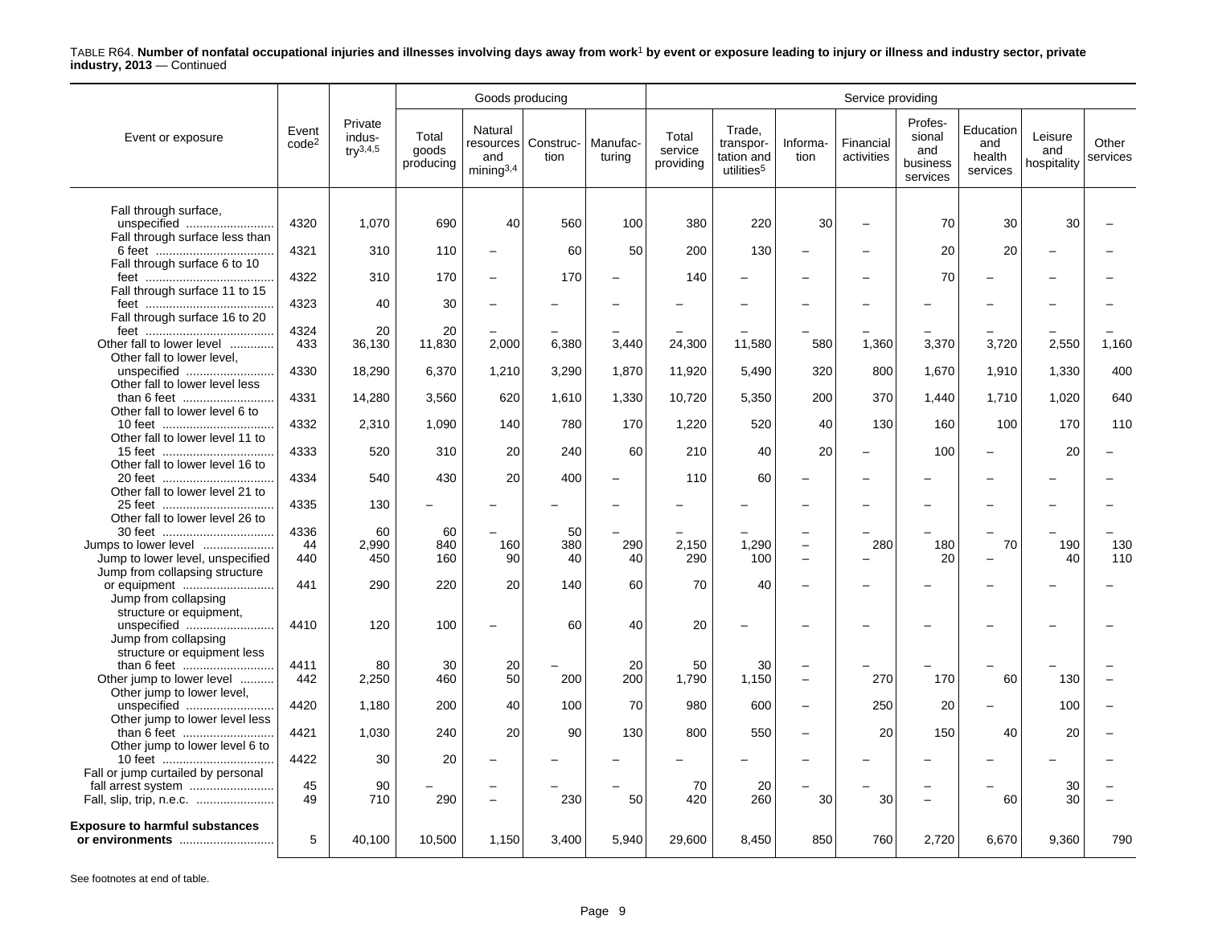TABLE R64. **Number of nonfatal occupational injuries and illnesses involving days away from work[1] by event or exposure leading to injury or illness and industry sector, private industry, 2013** — Continued

| Event or exposure | Event code[2] | Private industry[3,4,5] | Goods producing | | | | Service providing | | | | | | | |
|---|---|---|---|---|---|---|---|---|---|---|---|---|---|---|
| | | | Total goods producing | Natural resources and mining[3,4] | Construction | Manufacturing | Total service providing | Trade, transportation and utilities[5] | Information | Financial activities | Professional and business services | Education and health services | Leisure and hospitality | Other services |
| Fall through surface, unspecified | 4320 | 1,070 | 690 | 40 | 560 | 100 | 380 | 220 | 30 | – | 70 | 30 | 30 | – |
| Fall through surface less than 6 feet | 4321 | 310 | 110 | – | 60 | 50 | 200 | 130 | – | – | 20 | 20 | – | – |
| Fall through surface 6 to 10 feet | 4322 | 310 | 170 | – | 170 | – | 140 | – | – | – | 70 | – | – | – |
| Fall through surface 11 to 15 feet | 4323 | 40 | 30 | – | – | – | – | – | – | – | – | – | – | – |
| Fall through surface 16 to 20 feet | 4324 | 20 | 20 | – | – | – | – | – | – | – | – | – | – | – |
| Other fall to lower level | 433 | 36,130 | 11,830 | 2,000 | 6,380 | 3,440 | 24,300 | 11,580 | 580 | 1,360 | 3,370 | 3,720 | 2,550 | 1,160 |
| Other fall to lower level, unspecified | 4330 | 18,290 | 6,370 | 1,210 | 3,290 | 1,870 | 11,920 | 5,490 | 320 | 800 | 1,670 | 1,910 | 1,330 | 400 |
| Other fall to lower level less than 6 feet | 4331 | 14,280 | 3,560 | 620 | 1,610 | 1,330 | 10,720 | 5,350 | 200 | 370 | 1,440 | 1,710 | 1,020 | 640 |
| Other fall to lower level 6 to 10 feet | 4332 | 2,310 | 1,090 | 140 | 780 | 170 | 1,220 | 520 | 40 | 130 | 160 | 100 | 170 | 110 |
| Other fall to lower level 11 to 15 feet | 4333 | 520 | 310 | 20 | 240 | 60 | 210 | 40 | 20 | – | 100 | – | 20 | – |
| Other fall to lower level 16 to 20 feet | 4334 | 540 | 430 | 20 | 400 | – | 110 | 60 | – | – | – | – | – | – |
| Other fall to lower level 21 to 25 feet | 4335 | 130 | – | – | – | – | – | – | – | – | – | – | – | – |
| Other fall to lower level 26 to 30 feet | 4336 | 60 | 60 | – | 50 | – | – | – | – | – | – | – | – | – |
| Jumps to lower level | 44 | 2,990 | 840 | 160 | 380 | 290 | 2,150 | 1,290 | – | 280 | 180 | 70 | 190 | 130 |
| Jump to lower level, unspecified | 440 | 450 | 160 | 90 | 40 | 40 | 290 | 100 | – | – | 20 | – | 40 | 110 |
| Jump from collapsing structure or equipment | 441 | 290 | 220 | 20 | 140 | 60 | 70 | 40 | – | – | – | – | – | – |
| Jump from collapsing structure or equipment, unspecified | 4410 | 120 | 100 | – | 60 | 40 | 20 | – | – | – | – | – | – | – |
| Jump from collapsing structure or equipment less than 6 feet | 4411 | 80 | 30 | 20 | – | 20 | 50 | 30 | – | – | – | – | – | – |
| Other jump to lower level | 442 | 2,250 | 460 | 50 | 200 | 200 | 1,790 | 1,150 | – | 270 | 170 | 60 | 130 | – |
| Other jump to lower level, unspecified | 4420 | 1,180 | 200 | 40 | 100 | 70 | 980 | 600 | – | 250 | 20 | – | 100 | – |
| Other jump to lower level less than 6 feet | 4421 | 1,030 | 240 | 20 | 90 | 130 | 800 | 550 | – | 20 | 150 | 40 | 20 | – |
| Other jump to lower level 6 to 10 feet | 4422 | 30 | 20 | – | – | – | – | – | – | – | – | – | – | – |
| Fall or jump curtailed by personal fall arrest system | 45 | 90 | – | – | – | – | 70 | 20 | – | – | – | – | 30 | – |
| Fall, slip, trip, n.e.c. | 49 | 710 | 290 | – | 230 | 50 | 420 | 260 | 30 | 30 | – | 60 | 30 | – |
| **Exposure to harmful substances or environments** | 5 | 40,100 | 10,500 | 1,150 | 3,400 | 5,940 | 29,600 | 8,450 | 850 | 760 | 2,720 | 6,670 | 9,360 | 790 |

See footnotes at end of table.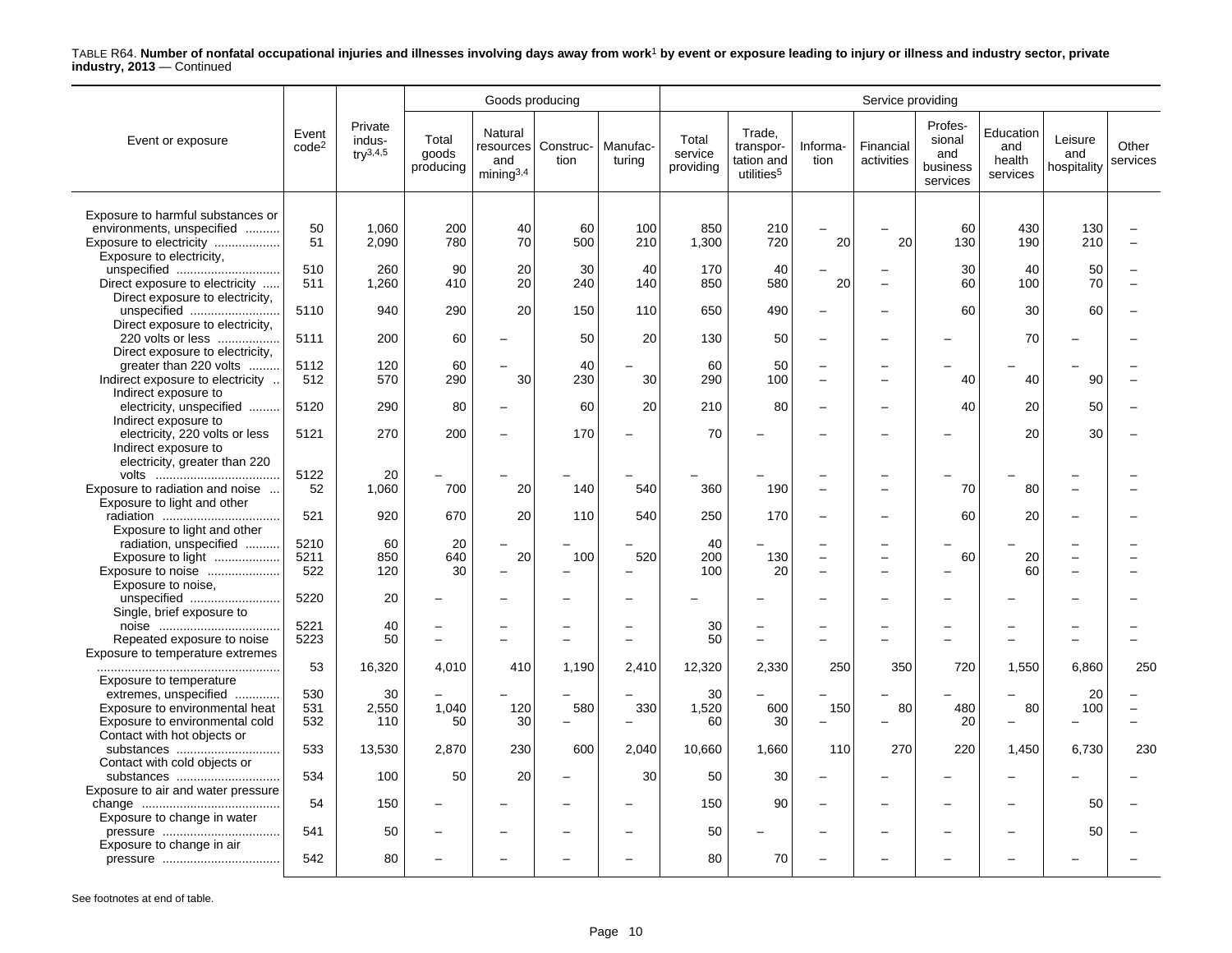TABLE R64. **Number of nonfatal occupational injuries and illnesses involving days away from work[1] by event or exposure leading to injury or illness and industry sector, private industry, 2013** — Continued

| Event or exposure | Event code[2] | Private industry[3,4,5] | Goods producing | | | | Service providing | | | | | | | |
|---|---|---|---|---|---|---|---|---|---|---|---|---|---|---|
| | | | Total goods producing | Natural resources and mining[3,4] | Construction | Manufacturing | Total service providing | Trade, transportation and utilities[5] | Information | Financial activities | Professional and business services | Education and health services | Leisure and hospitality | Other services |
| Exposure to harmful substances or environments, unspecified | 50 | 1,060 | 200 | 40 | 60 | 100 | 850 | 210 | – | – | 60 | 430 | 130 | – |
| Exposure to electricity | 51 | 2,090 | 780 | 70 | 500 | 210 | 1,300 | 720 | 20 | 20 | 130 | 190 | 210 | – |
| Exposure to electricity, unspecified | 510 | 260 | 90 | 20 | 30 | 40 | 170 | 40 | – | – | 30 | 40 | 50 | – |
| Direct exposure to electricity | 511 | 1,260 | 410 | 20 | 240 | 140 | 850 | 580 | 20 | – | 60 | 100 | 70 | – |
| Direct exposure to electricity, unspecified | 5110 | 940 | 290 | 20 | 150 | 110 | 650 | 490 | – | – | 60 | 30 | 60 | – |
| Direct exposure to electricity, 220 volts or less | 5111 | 200 | 60 | – | 50 | 20 | 130 | 50 | – | – | – | 70 | – | – |
| Direct exposure to electricity, greater than 220 volts | 5112 | 120 | 60 | – | 40 | – | 60 | 50 | – | – | – | – | – | – |
| Indirect exposure to electricity | 512 | 570 | 290 | 30 | 230 | 30 | 290 | 100 | – | – | 40 | 40 | 90 | – |
| Indirect exposure to electricity, unspecified | 5120 | 290 | 80 | – | 60 | 20 | 210 | 80 | – | – | 40 | 20 | 50 | – |
| Indirect exposure to electricity, 220 volts or less | 5121 | 270 | 200 | – | 170 | – | 70 | – | – | – | – | 20 | 30 | – |
| Indirect exposure to electricity, greater than 220 volts | 5122 | 20 | – | – | – | – | – | – | – | – | – | – | – | – |
| Exposure to radiation and noise | 52 | 1,060 | 700 | 20 | 140 | 540 | 360 | 190 | – | – | 70 | 80 | – | – |
| Exposure to light and other radiation | 521 | 920 | 670 | 20 | 110 | 540 | 250 | 170 | – | – | 60 | 20 | – | – |
| Exposure to light and other radiation, unspecified | 5210 | 60 | 20 | – | – | – | 40 | – | – | – | – | – | – | – |
| Exposure to light | 5211 | 850 | 640 | 20 | 100 | 520 | 200 | 130 | – | – | 60 | 20 | – | – |
| Exposure to noise | 522 | 120 | 30 | – | – | – | 100 | 20 | – | – | – | 60 | – | – |
| Exposure to noise, unspecified | 5220 | 20 | – | – | – | – | – | – | – | – | – | – | – | – |
| Single, brief exposure to noise | 5221 | 40 | – | – | – | – | 30 | – | – | – | – | – | – | – |
| Repeated exposure to noise | 5223 | 50 | – | – | – | – | 50 | – | – | – | – | – | – | – |
| Exposure to temperature extremes | 53 | 16,320 | 4,010 | 410 | 1,190 | 2,410 | 12,320 | 2,330 | 250 | 350 | 720 | 1,550 | 6,860 | 250 |
| Exposure to temperature extremes, unspecified | 530 | 30 | – | – | – | – | 30 | – | – | – | – | – | 20 | – |
| Exposure to environmental heat | 531 | 2,550 | 1,040 | 120 | 580 | 330 | 1,520 | 600 | 150 | 80 | 480 | 80 | 100 | – |
| Exposure to environmental cold | 532 | 110 | 50 | 30 | – | – | 60 | 30 | – | – | 20 | – | – | – |
| Contact with hot objects or substances | 533 | 13,530 | 2,870 | 230 | 600 | 2,040 | 10,660 | 1,660 | 110 | 270 | 220 | 1,450 | 6,730 | 230 |
| Contact with cold objects or substances | 534 | 100 | 50 | 20 | – | 30 | 50 | 30 | – | – | – | – | – | – |
| Exposure to air and water pressure change | 54 | 150 | – | – | – | – | 150 | 90 | – | – | – | – | 50 | – |
| Exposure to change in water pressure | 541 | 50 | – | – | – | – | 50 | – | – | – | – | – | 50 | – |
| Exposure to change in air pressure | 542 | 80 | – | – | – | – | 80 | 70 | – | – | – | – | – | – |

See footnotes at end of table.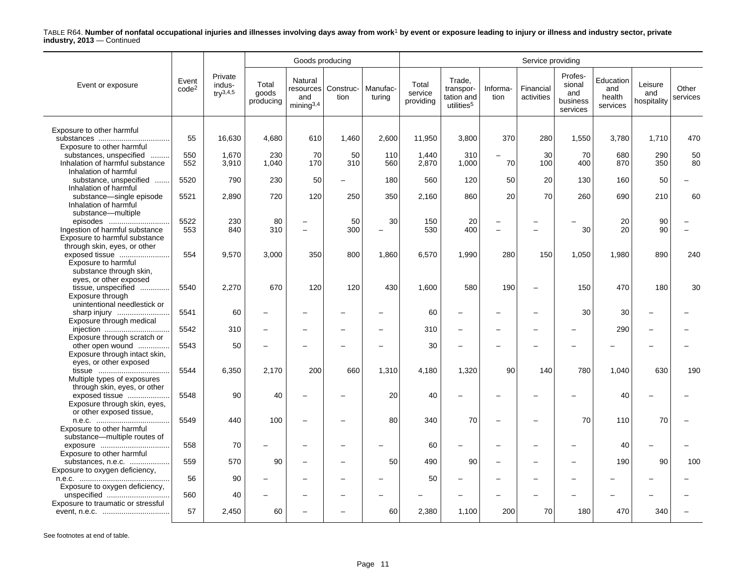TABLE R64. **Number of nonfatal occupational injuries and illnesses involving days away from work[1] by event or exposure leading to injury or illness and industry sector, private industry, 2013** — Continued

| Event or exposure | Event code[2] | Private industry[3,4,5] | Goods producing | | | | Service providing | | | | | | | |
|---|---|---|---|---|---|---|---|---|---|---|---|---|---|---|
| | | | Total goods producing | Natural resources and mining[3,4] | Construction | Manufacturing | Total service providing | Trade, transportation and utilities[5] | Information | Financial activities | Professional and business services | Education and health services | Leisure and hospitality | Other services |
| Exposure to other harmful substances | 55 | 16,630 | 4,680 | 610 | 1,460 | 2,600 | 11,950 | 3,800 | 370 | 280 | 1,550 | 3,780 | 1,710 | 470 |
| Exposure to other harmful substances, unspecified | 550 | 1,670 | 230 | 70 | 50 | 110 | 1,440 | 310 | – | 30 | 70 | 680 | 290 | 50 |
| Inhalation of harmful substance | 552 | 3,910 | 1,040 | 170 | 310 | 560 | 2,870 | 1,000 | 70 | 100 | 400 | 870 | 350 | 80 |
| Inhalation of harmful substance, unspecified | 5520 | 790 | 230 | 50 | – | 180 | 560 | 120 | 50 | 20 | 130 | 160 | 50 | – |
| Inhalation of harmful substance—single episode | 5521 | 2,890 | 720 | 120 | 250 | 350 | 2,160 | 860 | 20 | 70 | 260 | 690 | 210 | 60 |
| Inhalation of harmful substance—multiple episodes | 5522 | 230 | 80 | – | 50 | 30 | 150 | 20 | – | – | – | 20 | 90 | – |
| Ingestion of harmful substance | 553 | 840 | 310 | – | 300 | – | 530 | 400 | – | – | 30 | 20 | 90 | – |
| Exposure to harmful substance through skin, eyes, or other exposed tissue | 554 | 9,570 | 3,000 | 350 | 800 | 1,860 | 6,570 | 1,990 | 280 | 150 | 1,050 | 1,980 | 890 | 240 |
| Exposure to harmful substance through skin, eyes, or other exposed tissue, unspecified | 5540 | 2,270 | 670 | 120 | 120 | 430 | 1,600 | 580 | 190 | – | 150 | 470 | 180 | 30 |
| Exposure through unintentional needlestick or sharp injury | 5541 | 60 | – | – | – | – | 60 | – | – | – | 30 | 30 | – | – |
| Exposure through medical injection | 5542 | 310 | – | – | – | – | 310 | – | – | – | – | 290 | – | – |
| Exposure through scratch or other open wound | 5543 | 50 | – | – | – | – | 30 | – | – | – | – | – | – | – |
| Exposure through intact skin, eyes, or other exposed tissue | 5544 | 6,350 | 2,170 | 200 | 660 | 1,310 | 4,180 | 1,320 | 90 | 140 | 780 | 1,040 | 630 | 190 |
| Multiple types of exposures through skin, eyes, or other exposed tissue | 5548 | 90 | 40 | – | – | 20 | 40 | – | – | – | – | 40 | – | – |
| Exposure through skin, eyes, or other exposed tissue, n.e.c. | 5549 | 440 | 100 | – | – | 80 | 340 | 70 | – | – | 70 | 110 | 70 | – |
| Exposure to other harmful substance—multiple routes of exposure | 558 | 70 | – | – | – | – | 60 | – | – | – | – | 40 | – | – |
| Exposure to other harmful substances, n.e.c. | 559 | 570 | 90 | – | – | 50 | 490 | 90 | – | – | – | 190 | 90 | 100 |
| Exposure to oxygen deficiency, n.e.c. | 56 | 90 | – | – | – | – | 50 | – | – | – | – | – | – | – |
| Exposure to oxygen deficiency, unspecified | 560 | 40 | – | – | – | – | – | – | – | – | – | – | – | – |
| Exposure to traumatic or stressful event, n.e.c. | 57 | 2,450 | 60 | – | – | 60 | 2,380 | 1,100 | 200 | 70 | 180 | 470 | 340 | – |

See footnotes at end of table.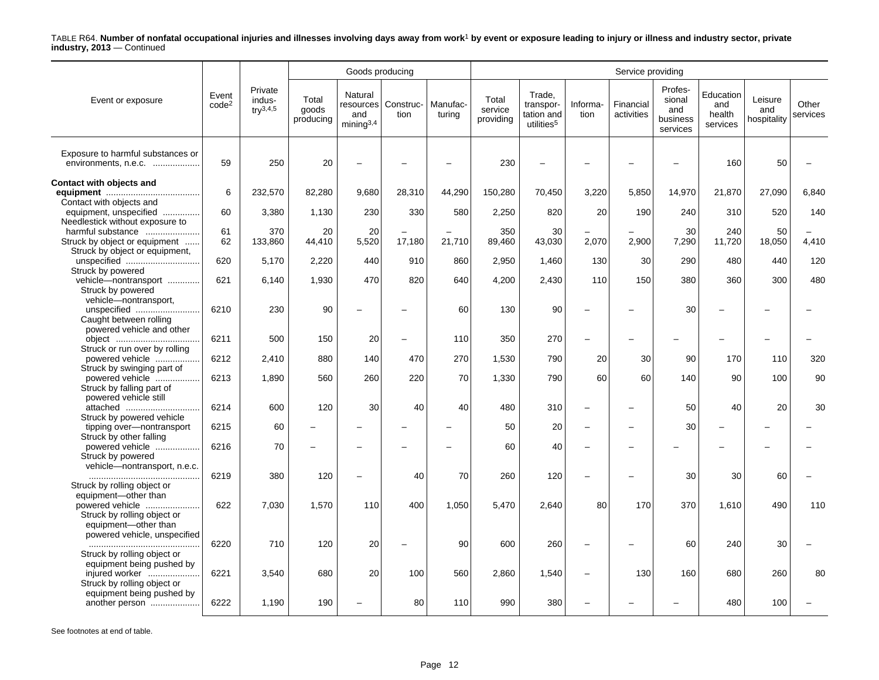TABLE R64. **Number of nonfatal occupational injuries and illnesses involving days away from work[1] by event or exposure leading to injury or illness and industry sector, private industry, 2013** — Continued

| Event or exposure | Event code[2] | Private industry[3,4,5] | Goods producing | | | | Service providing | | | | | | | |
|---|---|---|---|---|---|---|---|---|---|---|---|---|---|---|
| | | | Total goods producing | Natural resources and mining[3,4] | Construction | Manufacturing | Total service providing | Trade, transportation and utilities[5] | Information | Financial activities | Professional and business services | Education and health services | Leisure and hospitality | Other services |
| Exposure to harmful substances or environments, n.e.c. | 59 | 250 | 20 | – | – | – | 230 | – | – | – | – | 160 | 50 | – |
| **Contact with objects and equipment** | 6 | 232,570 | 82,280 | 9,680 | 28,310 | 44,290 | 150,280 | 70,450 | 3,220 | 5,850 | 14,970 | 21,870 | 27,090 | 6,840 |
| Contact with objects and equipment, unspecified | 60 | 3,380 | 1,130 | 230 | 330 | 580 | 2,250 | 820 | 20 | 190 | 240 | 310 | 520 | 140 |
| Needlestick without exposure to harmful substance | 61 | 370 | 20 | 20 | – | – | 350 | 30 | – | – | 30 | 240 | 50 | – |
| Struck by object or equipment | 62 | 133,860 | 44,410 | 5,520 | 17,180 | 21,710 | 89,460 | 43,030 | 2,070 | 2,900 | 7,290 | 11,720 | 18,050 | 4,410 |
| Struck by object or equipment, unspecified | 620 | 5,170 | 2,220 | 440 | 910 | 860 | 2,950 | 1,460 | 130 | 30 | 290 | 480 | 440 | 120 |
| Struck by powered vehicle—nontransport | 621 | 6,140 | 1,930 | 470 | 820 | 640 | 4,200 | 2,430 | 110 | 150 | 380 | 360 | 300 | 480 |
| Struck by powered vehicle—nontransport, unspecified | 6210 | 230 | 90 | – | – | 60 | 130 | 90 | – | – | 30 | – | – | – |
| Caught between rolling powered vehicle and other object | 6211 | 500 | 150 | 20 | – | 110 | 350 | 270 | – | – | – | – | – | – |
| Struck or run over by rolling powered vehicle | 6212 | 2,410 | 880 | 140 | 470 | 270 | 1,530 | 790 | 20 | 30 | 90 | 170 | 110 | 320 |
| Struck by swinging part of powered vehicle | 6213 | 1,890 | 560 | 260 | 220 | 70 | 1,330 | 790 | 60 | 60 | 140 | 90 | 100 | 90 |
| Struck by falling part of powered vehicle still attached | 6214 | 600 | 120 | 30 | 40 | 40 | 480 | 310 | – | – | 50 | 40 | 20 | 30 |
| Struck by powered vehicle tipping over—nontransport | 6215 | 60 | – | – | – | – | 50 | 20 | – | – | 30 | – | – | – |
| Struck by other falling powered vehicle | 6216 | 70 | – | – | – | – | 60 | 40 | – | – | – | – | – | – |
| Struck by powered vehicle—nontransport, n.e.c. | 6219 | 380 | 120 | – | 40 | 70 | 260 | 120 | – | – | 30 | 30 | 60 | – |
| Struck by rolling object or equipment—other than powered vehicle | 622 | 7,030 | 1,570 | 110 | 400 | 1,050 | 5,470 | 2,640 | 80 | 170 | 370 | 1,610 | 490 | 110 |
| Struck by rolling object or equipment—other than powered vehicle, unspecified | 6220 | 710 | 120 | 20 | – | 90 | 600 | 260 | – | – | 60 | 240 | 30 | – |
| Struck by rolling object or equipment being pushed by injured worker | 6221 | 3,540 | 680 | 20 | 100 | 560 | 2,860 | 1,540 | – | 130 | 160 | 680 | 260 | 80 |
| Struck by rolling object or equipment being pushed by another person | 6222 | 1,190 | 190 | – | 80 | 110 | 990 | 380 | – | – | – | 480 | 100 | – |

See footnotes at end of table.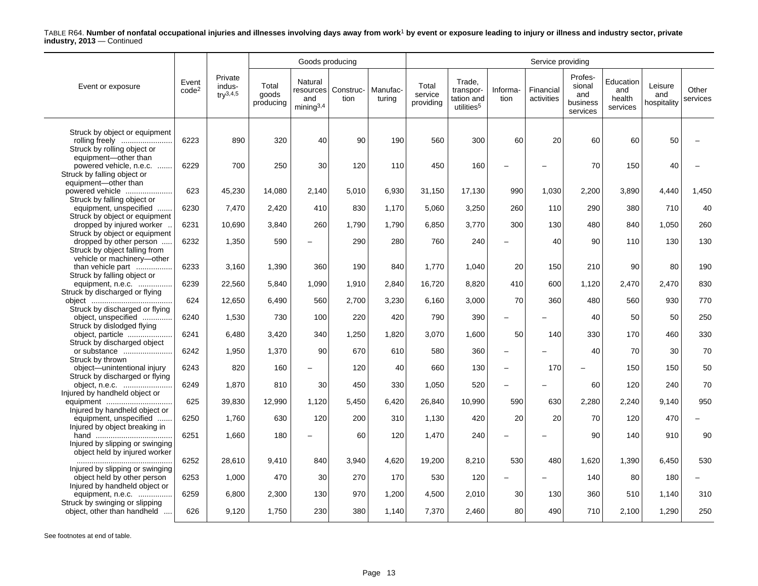TABLE R64. **Number of nonfatal occupational injuries and illnesses involving days away from work[1] by event or exposure leading to injury or illness and industry sector, private industry, 2013** — Continued

| Event or exposure | Event code[2] | Private industry[3,4,5] | Goods producing | | | | Service providing | | | | | | | |
|---|---|---|---|---|---|---|---|---|---|---|---|---|---|---|
| | | | Total goods producing | Natural resources and mining[3,4] | Construction | Manufacturing | Total service providing | Trade, transportation and utilities[5] | Information | Financial activities | Professional and business services | Education and health services | Leisure and hospitality | Other services |
| Struck by object or equipment rolling freely | 6223 | 890 | 320 | 40 | 90 | 190 | 560 | 300 | 60 | 20 | 60 | 60 | 50 | – |
| Struck by rolling object or equipment—other than powered vehicle, n.e.c. | 6229 | 700 | 250 | 30 | 120 | 110 | 450 | 160 | – | – | 70 | 150 | 40 | – |
| Struck by falling object or equipment—other than powered vehicle | 623 | 45,230 | 14,080 | 2,140 | 5,010 | 6,930 | 31,150 | 17,130 | 990 | 1,030 | 2,200 | 3,890 | 4,440 | 1,450 |
| Struck by falling object or equipment, unspecified | 6230 | 7,470 | 2,420 | 410 | 830 | 1,170 | 5,060 | 3,250 | 260 | 110 | 290 | 380 | 710 | 40 |
| Struck by object or equipment dropped by injured worker | 6231 | 10,690 | 3,840 | 260 | 1,790 | 1,790 | 6,850 | 3,770 | 300 | 130 | 480 | 840 | 1,050 | 260 |
| Struck by object or equipment dropped by other person | 6232 | 1,350 | 590 | – | 290 | 280 | 760 | 240 | – | 40 | 90 | 110 | 130 | 130 |
| Struck by object falling from vehicle or machinery—other than vehicle part | 6233 | 3,160 | 1,390 | 360 | 190 | 840 | 1,770 | 1,040 | 20 | 150 | 210 | 90 | 80 | 190 |
| Struck by falling object or equipment, n.e.c. | 6239 | 22,560 | 5,840 | 1,090 | 1,910 | 2,840 | 16,720 | 8,820 | 410 | 600 | 1,120 | 2,470 | 2,470 | 830 |
| Struck by discharged or flying object | 624 | 12,650 | 6,490 | 560 | 2,700 | 3,230 | 6,160 | 3,000 | 70 | 360 | 480 | 560 | 930 | 770 |
| Struck by discharged or flying object, unspecified | 6240 | 1,530 | 730 | 100 | 220 | 420 | 790 | 390 | – | – | 40 | 50 | 50 | 250 |
| Struck by dislodged flying object, particle | 6241 | 6,480 | 3,420 | 340 | 1,250 | 1,820 | 3,070 | 1,600 | 50 | 140 | 330 | 170 | 460 | 330 |
| Struck by discharged object or substance | 6242 | 1,950 | 1,370 | 90 | 670 | 610 | 580 | 360 | – | – | 40 | 70 | 30 | 70 |
| Struck by thrown object—unintentional injury | 6243 | 820 | 160 | – | 120 | 40 | 660 | 130 | – | 170 | – | 150 | 150 | 50 |
| Struck by discharged or flying object, n.e.c. | 6249 | 1,870 | 810 | 30 | 450 | 330 | 1,050 | 520 | – | – | 60 | 120 | 240 | 70 |
| Injured by handheld object or equipment | 625 | 39,830 | 12,990 | 1,120 | 5,450 | 6,420 | 26,840 | 10,990 | 590 | 630 | 2,280 | 2,240 | 9,140 | 950 |
| Injured by handheld object or equipment, unspecified | 6250 | 1,760 | 630 | 120 | 200 | 310 | 1,130 | 420 | 20 | 20 | 70 | 120 | 470 | – |
| Injured by object breaking in hand | 6251 | 1,660 | 180 | – | 60 | 120 | 1,470 | 240 | – | – | 90 | 140 | 910 | 90 |
| Injured by slipping or swinging object held by injured worker | 6252 | 28,610 | 9,410 | 840 | 3,940 | 4,620 | 19,200 | 8,210 | 530 | 480 | 1,620 | 1,390 | 6,450 | 530 |
| Injured by slipping or swinging object held by other person | 6253 | 1,000 | 470 | 30 | 270 | 170 | 530 | 120 | – | – | 140 | 80 | 180 | – |
| Injured by handheld object or equipment, n.e.c. | 6259 | 6,800 | 2,300 | 130 | 970 | 1,200 | 4,500 | 2,010 | 30 | 130 | 360 | 510 | 1,140 | 310 |
| Struck by swinging or slipping object, other than handheld | 626 | 9,120 | 1,750 | 230 | 380 | 1,140 | 7,370 | 2,460 | 80 | 490 | 710 | 2,100 | 1,290 | 250 |

See footnotes at end of table.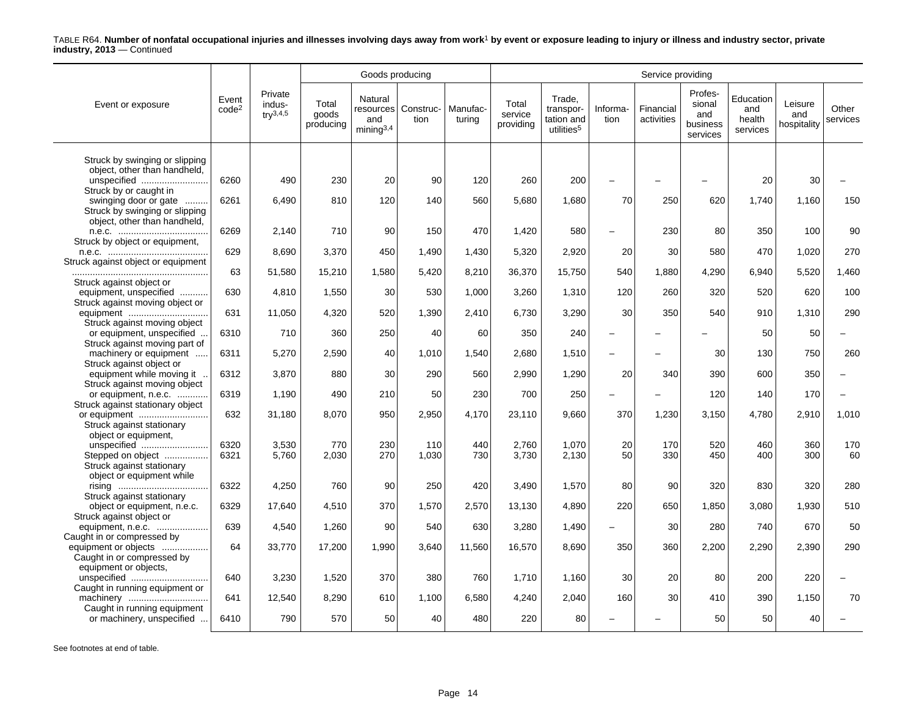TABLE R64. **Number of nonfatal occupational injuries and illnesses involving days away from work[1] by event or exposure leading to injury or illness and industry sector, private industry, 2013** — Continued

| Event or exposure | Event code[2] | Private industry[3,4,5] | Goods producing | | | | Service providing | | | | | | | |
|---|---|---|---|---|---|---|---|---|---|---|---|---|---|---|
| | | | Total goods producing | Natural resources and mining[3,4] | Construction | Manufacturing | Total service providing | Trade, transportation and utilities[5] | Information | Financial activities | Professional and business services | Education and health services | Leisure and hospitality | Other services |
| Struck by swinging or slipping object, other than handheld, unspecified | 6260 | 490 | 230 | 20 | 90 | 120 | 260 | 200 | – | – | – | 20 | 30 | – |
| Struck by or caught in swinging door or gate | 6261 | 6,490 | 810 | 120 | 140 | 560 | 5,680 | 1,680 | 70 | 250 | 620 | 1,740 | 1,160 | 150 |
| Struck by swinging or slipping object, other than handheld, n.e.c. | 6269 | 2,140 | 710 | 90 | 150 | 470 | 1,420 | 580 | – | 230 | 80 | 350 | 100 | 90 |
| Struck by object or equipment, n.e.c. | 629 | 8,690 | 3,370 | 450 | 1,490 | 1,430 | 5,320 | 2,920 | 20 | 30 | 580 | 470 | 1,020 | 270 |
| Struck against object or equipment | 63 | 51,580 | 15,210 | 1,580 | 5,420 | 8,210 | 36,370 | 15,750 | 540 | 1,880 | 4,290 | 6,940 | 5,520 | 1,460 |
| Struck against object or equipment, unspecified | 630 | 4,810 | 1,550 | 30 | 530 | 1,000 | 3,260 | 1,310 | 120 | 260 | 320 | 520 | 620 | 100 |
| Struck against moving object or equipment | 631 | 11,050 | 4,320 | 520 | 1,390 | 2,410 | 6,730 | 3,290 | 30 | 350 | 540 | 910 | 1,310 | 290 |
| Struck against moving object or equipment, unspecified | 6310 | 710 | 360 | 250 | 40 | 60 | 350 | 240 | – | – | – | 50 | 50 | – |
| Struck against moving part of machinery or equipment | 6311 | 5,270 | 2,590 | 40 | 1,010 | 1,540 | 2,680 | 1,510 | – | – | 30 | 130 | 750 | 260 |
| Struck against object or equipment while moving it | 6312 | 3,870 | 880 | 30 | 290 | 560 | 2,990 | 1,290 | 20 | 340 | 390 | 600 | 350 | – |
| Struck against moving object or equipment, n.e.c. | 6319 | 1,190 | 490 | 210 | 50 | 230 | 700 | 250 | – | – | 120 | 140 | 170 | – |
| Struck against stationary object or equipment | 632 | 31,180 | 8,070 | 950 | 2,950 | 4,170 | 23,110 | 9,660 | 370 | 1,230 | 3,150 | 4,780 | 2,910 | 1,010 |
| Struck against stationary object or equipment, unspecified | 6320 | 3,530 | 770 | 230 | 110 | 440 | 2,760 | 1,070 | 20 | 170 | 520 | 460 | 360 | 170 |
| Stepped on object | 6321 | 5,760 | 2,030 | 270 | 1,030 | 730 | 3,730 | 2,130 | 50 | 330 | 450 | 400 | 300 | 60 |
| Struck against stationary object or equipment while rising | 6322 | 4,250 | 760 | 90 | 250 | 420 | 3,490 | 1,570 | 80 | 90 | 320 | 830 | 320 | 280 |
| Struck against stationary object or equipment, n.e.c. | 6329 | 17,640 | 4,510 | 370 | 1,570 | 2,570 | 13,130 | 4,890 | 220 | 650 | 1,850 | 3,080 | 1,930 | 510 |
| Struck against object or equipment, n.e.c. | 639 | 4,540 | 1,260 | 90 | 540 | 630 | 3,280 | 1,490 | – | 30 | 280 | 740 | 670 | 50 |
| Caught in or compressed by equipment or objects | 64 | 33,770 | 17,200 | 1,990 | 3,640 | 11,560 | 16,570 | 8,690 | 350 | 360 | 2,200 | 2,290 | 2,390 | 290 |
| Caught in or compressed by equipment or objects, unspecified | 640 | 3,230 | 1,520 | 370 | 380 | 760 | 1,710 | 1,160 | 30 | 20 | 80 | 200 | 220 | – |
| Caught in running equipment or machinery | 641 | 12,540 | 8,290 | 610 | 1,100 | 6,580 | 4,240 | 2,040 | 160 | 30 | 410 | 390 | 1,150 | 70 |
| Caught in running equipment or machinery, unspecified | 6410 | 790 | 570 | 50 | 40 | 480 | 220 | 80 | – | – | 50 | 50 | 40 | – |

See footnotes at end of table.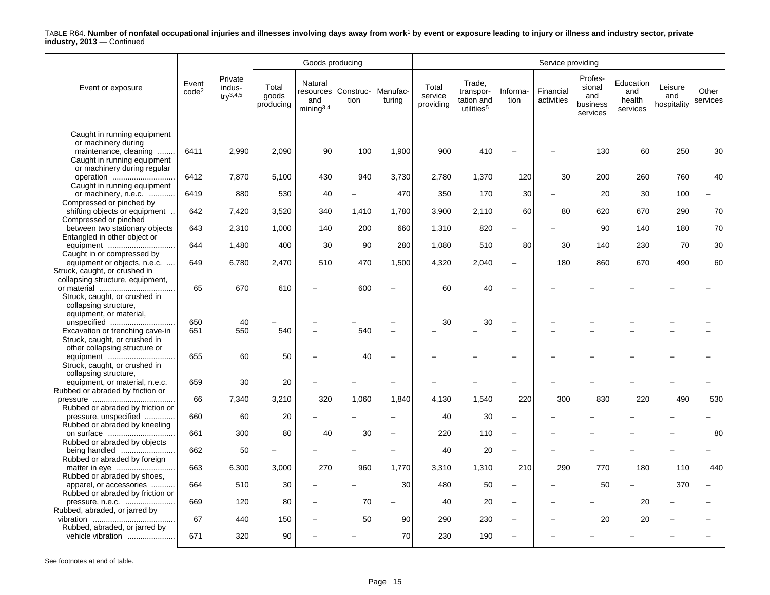TABLE R64. **Number of nonfatal occupational injuries and illnesses involving days away from work[1] by event or exposure leading to injury or illness and industry sector, private industry, 2013** — Continued

| Event or exposure | Event code[2] | Private industry[3,4,5] | Goods producing | | | | Service providing | | | | | | | |
|---|---|---|---|---|---|---|---|---|---|---|---|---|---|---|
| | | | Total goods producing | Natural resources and mining[3,4] | Construction | Manufacturing | Total service providing | Trade, transportation and utilities[5] | Information | Financial activities | Professional and business services | Education and health services | Leisure and hospitality | Other services |
| Caught in running equipment or machinery during maintenance, cleaning | 6411 | 2,990 | 2,090 | 90 | 100 | 1,900 | 900 | 410 | – | – | 130 | 60 | 250 | 30 |
| Caught in running equipment or machinery during regular operation | 6412 | 7,870 | 5,100 | 430 | 940 | 3,730 | 2,780 | 1,370 | 120 | 30 | 200 | 260 | 760 | 40 |
| Caught in running equipment or machinery, n.e.c. | 6419 | 880 | 530 | 40 | – | 470 | 350 | 170 | 30 | – | 20 | 30 | 100 | – |
| Compressed or pinched by shifting objects or equipment | 642 | 7,420 | 3,520 | 340 | 1,410 | 1,780 | 3,900 | 2,110 | 60 | 80 | 620 | 670 | 290 | 70 |
| Compressed or pinched between two stationary objects | 643 | 2,310 | 1,000 | 140 | 200 | 660 | 1,310 | 820 | – | – | 90 | 140 | 180 | 70 |
| Entangled in other object or equipment | 644 | 1,480 | 400 | 30 | 90 | 280 | 1,080 | 510 | 80 | 30 | 140 | 230 | 70 | 30 |
| Caught in or compressed by equipment or objects, n.e.c. | 649 | 6,780 | 2,470 | 510 | 470 | 1,500 | 4,320 | 2,040 | – | 180 | 860 | 670 | 490 | 60 |
| Struck, caught, or crushed in collapsing structure, equipment, or material | 65 | 670 | 610 | – | 600 | – | 60 | 40 | – | – | – | – | – | – |
| Struck, caught, or crushed in collapsing structure, equipment, or material, unspecified | 650 | 40 | – | – | – | – | 30 | 30 | – | – | – | – | – | – |
| Excavation or trenching cave-in | 651 | 550 | 540 | – | 540 | – | – | – | – | – | – | – | – | – |
| Struck, caught, or crushed in other collapsing structure or equipment | 655 | 60 | 50 | – | 40 | – | – | – | – | – | – | – | – | – |
| Struck, caught, or crushed in collapsing structure, equipment, or material, n.e.c. | 659 | 30 | 20 | – | – | – | – | – | – | – | – | – | – | – |
| Rubbed or abraded by friction or pressure | 66 | 7,340 | 3,210 | 320 | 1,060 | 1,840 | 4,130 | 1,540 | 220 | 300 | 830 | 220 | 490 | 530 |
| Rubbed or abraded by friction or pressure, unspecified | 660 | 60 | 20 | – | – | – | 40 | 30 | – | – | – | – | – | – |
| Rubbed or abraded by kneeling on surface | 661 | 300 | 80 | 40 | 30 | – | 220 | 110 | – | – | – | – | – | 80 |
| Rubbed or abraded by objects being handled | 662 | 50 | – | – | – | – | 40 | 20 | – | – | – | – | – | – |
| Rubbed or abraded by foreign matter in eye | 663 | 6,300 | 3,000 | 270 | 960 | 1,770 | 3,310 | 1,310 | 210 | 290 | 770 | 180 | 110 | 440 |
| Rubbed or abraded by shoes, apparel, or accessories | 664 | 510 | 30 | – | – | 30 | 480 | 50 | – | – | 50 | – | 370 | – |
| Rubbed or abraded by friction or pressure, n.e.c. | 669 | 120 | 80 | – | 70 | – | 40 | 20 | – | – | – | 20 | – | – |
| Rubbed, abraded, or jarred by vibration | 67 | 440 | 150 | – | 50 | 90 | 290 | 230 | – | – | 20 | 20 | – | – |
| Rubbed, abraded, or jarred by vehicle vibration | 671 | 320 | 90 | – | – | 70 | 230 | 190 | – | – | – | – | – | – |

See footnotes at end of table.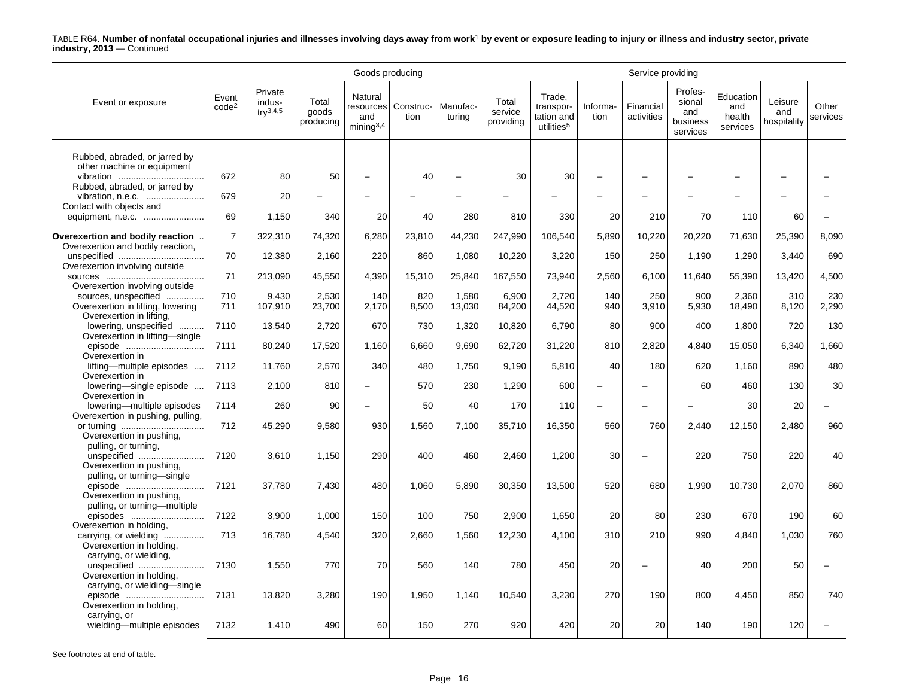TABLE R64. **Number of nonfatal occupational injuries and illnesses involving days away from work[1] by event or exposure leading to injury or illness and industry sector, private industry, 2013** — Continued

| Event or exposure | Event code[2] | Private industry[3,4,5] | Goods producing | | | | Service providing | | | | | | | |
|---|---|---|---|---|---|---|---|---|---|---|---|---|---|---|
| | | | Total goods producing | Natural resources and mining[3,4] | Construction | Manufacturing | Total service providing | Trade, transportation and utilities[5] | Information | Financial activities | Professional and business services | Education and health services | Leisure and hospitality | Other services |
| Rubbed, abraded, or jarred by other machine or equipment vibration | 672 | 80 | 50 | – | 40 | – | 30 | 30 | – | – | – | – | – | – |
| Rubbed, abraded, or jarred by vibration, n.e.c. | 679 | 20 | – | – | – | – | – | – | – | – | – | – | – | – |
| Contact with objects and equipment, n.e.c. | 69 | 1,150 | 340 | 20 | 40 | 280 | 810 | 330 | 20 | 210 | 70 | 110 | 60 | – |
| **Overexertion and bodily reaction** | 7 | 322,310 | 74,320 | 6,280 | 23,810 | 44,230 | 247,990 | 106,540 | 5,890 | 10,220 | 20,220 | 71,630 | 25,390 | 8,090 |
| Overexertion and bodily reaction, unspecified | 70 | 12,380 | 2,160 | 220 | 860 | 1,080 | 10,220 | 3,220 | 150 | 250 | 1,190 | 1,290 | 3,440 | 690 |
| Overexertion involving outside sources | 71 | 213,090 | 45,550 | 4,390 | 15,310 | 25,840 | 167,550 | 73,940 | 2,560 | 6,100 | 11,640 | 55,390 | 13,420 | 4,500 |
| Overexertion involving outside sources, unspecified | 710 | 9,430 | 2,530 | 140 | 820 | 1,580 | 6,900 | 2,720 | 140 | 250 | 900 | 2,360 | 310 | 230 |
| Overexertion in lifting, lowering | 711 | 107,910 | 23,700 | 2,170 | 8,500 | 13,030 | 84,200 | 44,520 | 940 | 3,910 | 5,930 | 18,490 | 8,120 | 2,290 |
| Overexertion in lifting, lowering, unspecified | 7110 | 13,540 | 2,720 | 670 | 730 | 1,320 | 10,820 | 6,790 | 80 | 900 | 400 | 1,800 | 720 | 130 |
| Overexertion in lifting—single episode | 7111 | 80,240 | 17,520 | 1,160 | 6,660 | 9,690 | 62,720 | 31,220 | 810 | 2,820 | 4,840 | 15,050 | 6,340 | 1,660 |
| Overexertion in lifting—multiple episodes | 7112 | 11,760 | 2,570 | 340 | 480 | 1,750 | 9,190 | 5,810 | 40 | 180 | 620 | 1,160 | 890 | 480 |
| Overexertion in lowering—single episode | 7113 | 2,100 | 810 | – | 570 | 230 | 1,290 | 600 | – | – | 60 | 460 | 130 | 30 |
| Overexertion in lowering—multiple episodes | 7114 | 260 | 90 | – | 50 | 40 | 170 | 110 | – | – | – | 30 | 20 | – |
| Overexertion in pushing, pulling, or turning | 712 | 45,290 | 9,580 | 930 | 1,560 | 7,100 | 35,710 | 16,350 | 560 | 760 | 2,440 | 12,150 | 2,480 | 960 |
| Overexertion in pushing, pulling, or turning, unspecified | 7120 | 3,610 | 1,150 | 290 | 400 | 460 | 2,460 | 1,200 | 30 | – | 220 | 750 | 220 | 40 |
| Overexertion in pushing, pulling, or turning—single episode | 7121 | 37,780 | 7,430 | 480 | 1,060 | 5,890 | 30,350 | 13,500 | 520 | 680 | 1,990 | 10,730 | 2,070 | 860 |
| Overexertion in pushing, pulling, or turning—multiple episodes | 7122 | 3,900 | 1,000 | 150 | 100 | 750 | 2,900 | 1,650 | 20 | 80 | 230 | 670 | 190 | 60 |
| Overexertion in holding, carrying, or wielding | 713 | 16,780 | 4,540 | 320 | 2,660 | 1,560 | 12,230 | 4,100 | 310 | 210 | 990 | 4,840 | 1,030 | 760 |
| Overexertion in holding, carrying, or wielding, unspecified | 7130 | 1,550 | 770 | 70 | 560 | 140 | 780 | 450 | 20 | – | 40 | 200 | 50 | – |
| Overexertion in holding, carrying, or wielding—single episode | 7131 | 13,820 | 3,280 | 190 | 1,950 | 1,140 | 10,540 | 3,230 | 270 | 190 | 800 | 4,450 | 850 | 740 |
| Overexertion in holding, carrying, or wielding—multiple episodes | 7132 | 1,410 | 490 | 60 | 150 | 270 | 920 | 420 | 20 | 20 | 140 | 190 | 120 | – |

See footnotes at end of table.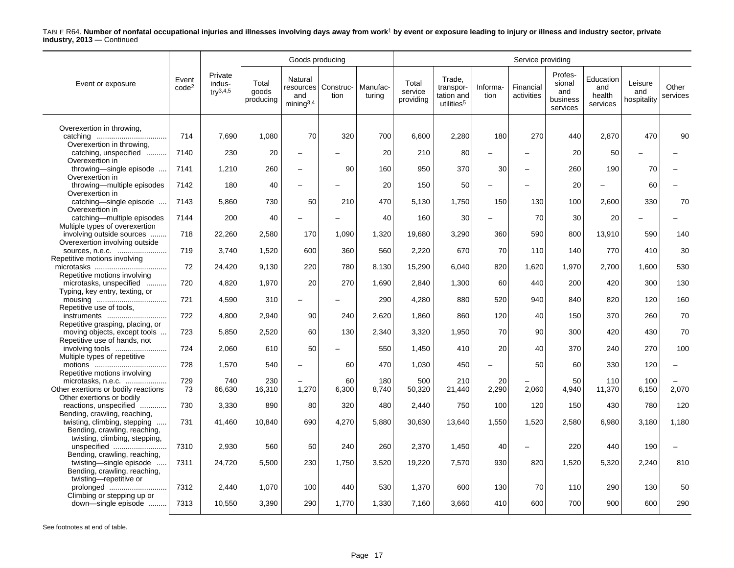TABLE R64. **Number of nonfatal occupational injuries and illnesses involving days away from work[1] by event or exposure leading to injury or illness and industry sector, private industry, 2013** — Continued

| Event or exposure | Event code[2] | Private industry[3,4,5] | Goods producing | | | | Service providing | | | | | | | |
|---|---|---|---|---|---|---|---|---|---|---|---|---|---|---|
| | | | Total goods producing | Natural resources and mining[3,4] | Construction | Manufacturing | Total service providing | Trade, transportation and utilities[5] | Information | Financial activities | Professional and business services | Education and health services | Leisure and hospitality | Other services |
| Overexertion in throwing, catching | 714 | 7,690 | 1,080 | 70 | 320 | 700 | 6,600 | 2,280 | 180 | 270 | 440 | 2,870 | 470 | 90 |
| Overexertion in throwing, catching, unspecified | 7140 | 230 | 20 | – | – | 20 | 210 | 80 | – | – | 20 | 50 | – | – |
| Overexertion in throwing—single episode | 7141 | 1,210 | 260 | – | 90 | 160 | 950 | 370 | 30 | – | 260 | 190 | 70 | – |
| Overexertion in throwing—multiple episodes | 7142 | 180 | 40 | – | – | 20 | 150 | 50 | – | – | 20 | – | 60 | – |
| Overexertion in catching—single episode | 7143 | 5,860 | 730 | 50 | 210 | 470 | 5,130 | 1,750 | 150 | 130 | 100 | 2,600 | 330 | 70 |
| Overexertion in catching—multiple episodes | 7144 | 200 | 40 | – | – | 40 | 160 | 30 | – | 70 | 30 | 20 | – | – |
| Multiple types of overexertion involving outside sources | 718 | 22,260 | 2,580 | 170 | 1,090 | 1,320 | 19,680 | 3,290 | 360 | 590 | 800 | 13,910 | 590 | 140 |
| Overexertion involving outside sources, n.e.c. | 719 | 3,740 | 1,520 | 600 | 360 | 560 | 2,220 | 670 | 70 | 110 | 140 | 770 | 410 | 30 |
| Repetitive motions involving microtasks | 72 | 24,420 | 9,130 | 220 | 780 | 8,130 | 15,290 | 6,040 | 820 | 1,620 | 1,970 | 2,700 | 1,600 | 530 |
| Repetitive motions involving microtasks, unspecified | 720 | 4,820 | 1,970 | 20 | 270 | 1,690 | 2,840 | 1,300 | 60 | 440 | 200 | 420 | 300 | 130 |
| Typing, key entry, texting, or mousing | 721 | 4,590 | 310 | – | – | 290 | 4,280 | 880 | 520 | 940 | 840 | 820 | 120 | 160 |
| Repetitive use of tools, instruments | 722 | 4,800 | 2,940 | 90 | 240 | 2,620 | 1,860 | 860 | 120 | 40 | 150 | 370 | 260 | 70 |
| Repetitive grasping, placing, or moving objects, except tools | 723 | 5,850 | 2,520 | 60 | 130 | 2,340 | 3,320 | 1,950 | 70 | 90 | 300 | 420 | 430 | 70 |
| Repetitive use of hands, not involving tools | 724 | 2,060 | 610 | 50 | – | 550 | 1,450 | 410 | 20 | 40 | 370 | 240 | 270 | 100 |
| Multiple types of repetitive motions | 728 | 1,570 | 540 | – | 60 | 470 | 1,030 | 450 | – | 50 | 60 | 330 | 120 | – |
| Repetitive motions involving microtasks, n.e.c. | 729 | 740 | 230 | – | 60 | 180 | 500 | 210 | 20 | – | 50 | 110 | 100 | – |
| Other exertions or bodily reactions | 73 | 66,630 | 16,310 | 1,270 | 6,300 | 8,740 | 50,320 | 21,440 | 2,290 | 2,060 | 4,940 | 11,370 | 6,150 | 2,070 |
| Other exertions or bodily reactions, unspecified | 730 | 3,330 | 890 | 80 | 320 | 480 | 2,440 | 750 | 100 | 120 | 150 | 430 | 780 | 120 |
| Bending, crawling, reaching, twisting, climbing, stepping | 731 | 41,460 | 10,840 | 690 | 4,270 | 5,880 | 30,630 | 13,640 | 1,550 | 1,520 | 2,580 | 6,980 | 3,180 | 1,180 |
| Bending, crawling, reaching, twisting, climbing, stepping, unspecified | 7310 | 2,930 | 560 | 50 | 240 | 260 | 2,370 | 1,450 | 40 | – | 220 | 440 | 190 | – |
| Bending, crawling, reaching, twisting—single episode | 7311 | 24,720 | 5,500 | 230 | 1,750 | 3,520 | 19,220 | 7,570 | 930 | 820 | 1,520 | 5,320 | 2,240 | 810 |
| Bending, crawling, reaching, twisting—repetitive or prolonged | 7312 | 2,440 | 1,070 | 100 | 440 | 530 | 1,370 | 600 | 130 | 70 | 110 | 290 | 130 | 50 |
| Climbing or stepping up or down—single episode | 7313 | 10,550 | 3,390 | 290 | 1,770 | 1,330 | 7,160 | 3,660 | 410 | 600 | 700 | 900 | 600 | 290 |

See footnotes at end of table.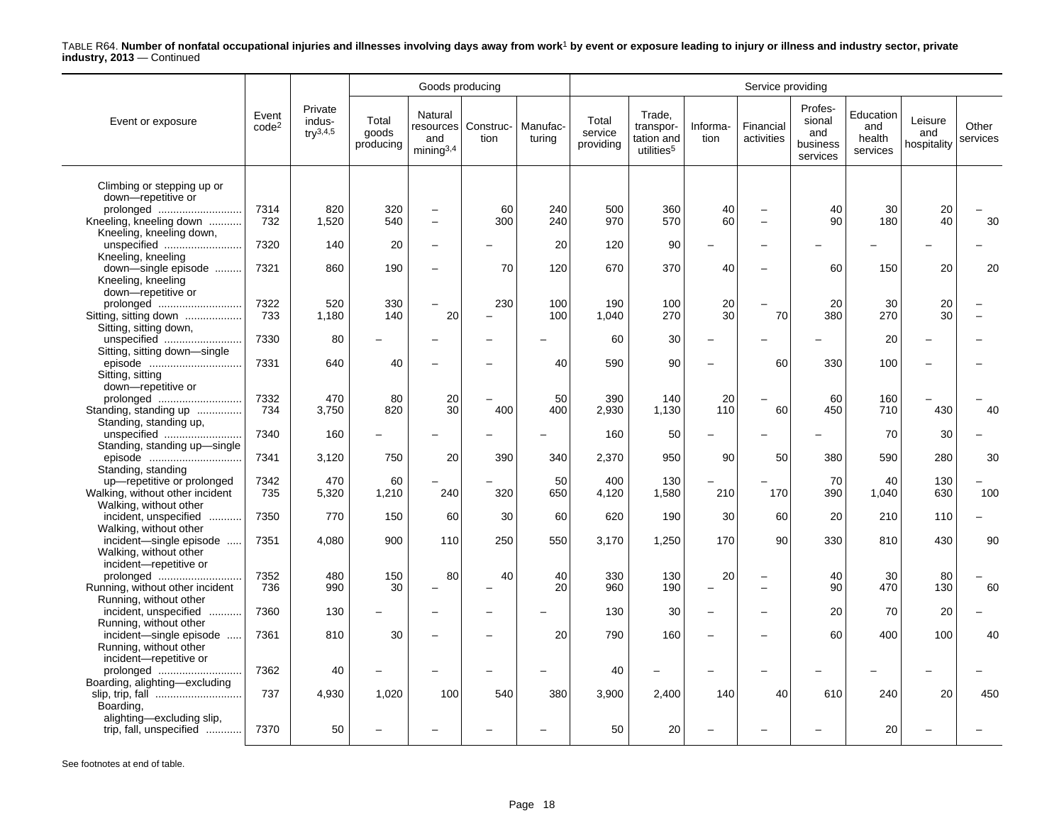TABLE R64. **Number of nonfatal occupational injuries and illnesses involving days away from work[1] by event or exposure leading to injury or illness and industry sector, private industry, 2013** — Continued

| Event or exposure | Event code[2] | Private industry[3,4,5] | Goods producing | | | | Service providing | | | | | | | |
|---|---|---|---|---|---|---|---|---|---|---|---|---|---|---|
| | | | Total goods producing | Natural resources and mining[3,4] | Construction | Manufacturing | Total service providing | Trade, transportation and utilities[5] | Information | Financial activities | Professional and business services | Education and health services | Leisure and hospitality | Other services |
| Climbing or stepping up or down—repetitive or prolonged | 7314 | 820 | 320 | – | 60 | 240 | 500 | 360 | 40 | – | 40 | 30 | 20 | – |
| Kneeling, kneeling down | 732 | 1,520 | 540 | – | 300 | 240 | 970 | 570 | 60 | – | 90 | 180 | 40 | 30 |
| Kneeling, kneeling down, unspecified | 7320 | 140 | 20 | – | – | 20 | 120 | 90 | – | – | – | – | – | – |
| Kneeling, kneeling down—single episode | 7321 | 860 | 190 | – | 70 | 120 | 670 | 370 | 40 | – | 60 | 150 | 20 | 20 |
| Kneeling, kneeling down—repetitive or prolonged | 7322 | 520 | 330 | – | 230 | 100 | 190 | 100 | 20 | – | 20 | 30 | 20 | – |
| Sitting, sitting down | 733 | 1,180 | 140 | 20 | – | 100 | 1,040 | 270 | 30 | 70 | 380 | 270 | 30 | – |
| Sitting, sitting down, unspecified | 7330 | 80 | – | – | – | – | 60 | 30 | – | – | – | 20 | – | – |
| Sitting, sitting down—single episode | 7331 | 640 | 40 | – | – | 40 | 590 | 90 | – | 60 | 330 | 100 | – | – |
| Sitting, sitting down—repetitive or prolonged | 7332 | 470 | 80 | 20 | – | 50 | 390 | 140 | 20 | – | 60 | 160 | – | – |
| Standing, standing up | 734 | 3,750 | 820 | 30 | 400 | 400 | 2,930 | 1,130 | 110 | 60 | 450 | 710 | 430 | 40 |
| Standing, standing up, unspecified | 7340 | 160 | – | – | – | – | 160 | 50 | – | – | – | 70 | 30 | – |
| Standing, standing up—single episode | 7341 | 3,120 | 750 | 20 | 390 | 340 | 2,370 | 950 | 90 | 50 | 380 | 590 | 280 | 30 |
| Standing, standing up—repetitive or prolonged | 7342 | 470 | 60 | – | – | 50 | 400 | 130 | – | – | 70 | 40 | 130 | – |
| Walking, without other incident | 735 | 5,320 | 1,210 | 240 | 320 | 650 | 4,120 | 1,580 | 210 | 170 | 390 | 1,040 | 630 | 100 |
| Walking, without other incident, unspecified | 7350 | 770 | 150 | 60 | 30 | 60 | 620 | 190 | 30 | 60 | 20 | 210 | 110 | – |
| Walking, without other incident—single episode | 7351 | 4,080 | 900 | 110 | 250 | 550 | 3,170 | 1,250 | 170 | 90 | 330 | 810 | 430 | 90 |
| Walking, without other incident—repetitive or prolonged | 7352 | 480 | 150 | 80 | 40 | 40 | 330 | 130 | 20 | – | 40 | 30 | 80 | – |
| Running, without other incident | 736 | 990 | 30 | – | – | 20 | 960 | 190 | – | – | 90 | 470 | 130 | 60 |
| Running, without other incident, unspecified | 7360 | 130 | – | – | – | – | 130 | 30 | – | – | 20 | 70 | 20 | – |
| Running, without other incident—single episode | 7361 | 810 | 30 | – | – | 20 | 790 | 160 | – | – | 60 | 400 | 100 | 40 |
| Running, without other incident—repetitive or prolonged | 7362 | 40 | – | – | – | – | 40 | – | – | – | – | – | – | – |
| Boarding, alighting—excluding slip, trip, fall | 737 | 4,930 | 1,020 | 100 | 540 | 380 | 3,900 | 2,400 | 140 | 40 | 610 | 240 | 20 | 450 |
| Boarding, alighting—excluding slip, trip, fall, unspecified | 7370 | 50 | – | – | – | – | 50 | 20 | – | – | – | 20 | – | – |

See footnotes at end of table.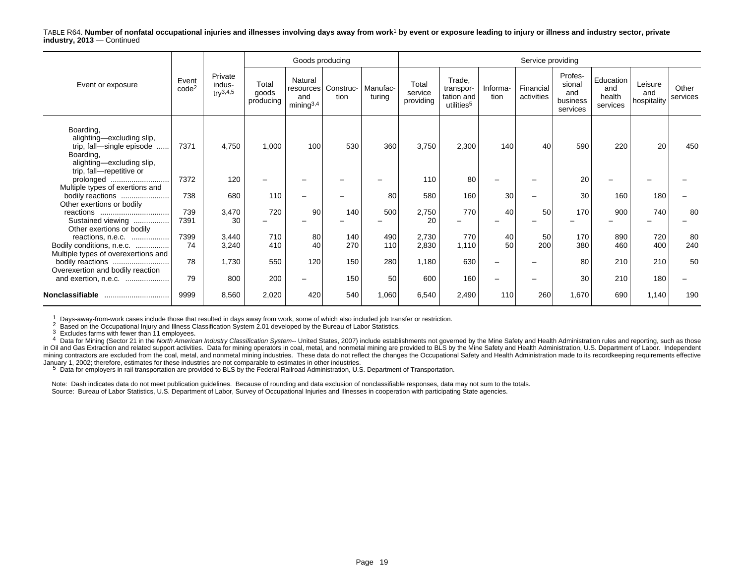TABLE R64. **Number of nonfatal occupational injuries and illnesses involving days away from work[1] by event or exposure leading to injury or illness and industry sector, private industry, 2013** — Continued

| Event or exposure | Event code[2] | Private industry[3,4,5] | Goods producing | | | | Service providing | | | | | | | |
|---|---|---|---|---|---|---|---|---|---|---|---|---|---|---|
| | | | Total goods producing | Natural resources and mining[3,4] | Construction | Manufacturing | Total service providing | Trade, transportation and utilities[5] | Information | Financial activities | Professional and business services | Education and health services | Leisure and hospitality | Other services |
| Boarding, alighting—excluding slip, trip, fall—single episode | 7371 | 4,750 | 1,000 | 100 | 530 | 360 | 3,750 | 2,300 | 140 | 40 | 590 | 220 | 20 | 450 |
| Boarding, alighting—excluding slip, trip, fall—repetitive or prolonged | 7372 | 120 | – | – | – | – | 110 | 80 | – | – | 20 | – | – | – |
| Multiple types of exertions and bodily reactions | 738 | 680 | 110 | – | – | 80 | 580 | 160 | 30 | – | 30 | 160 | 180 | – |
| Other exertions or bodily reactions | 739 | 3,470 | 720 | 90 | 140 | 500 | 2,750 | 770 | 40 | 50 | 170 | 900 | 740 | 80 |
| Sustained viewing | 7391 | 30 | – | – | – | – | 20 | – | – | – | – | – | – | – |
| Other exertions or bodily reactions, n.e.c. | 7399 | 3,440 | 710 | 80 | 140 | 490 | 2,730 | 770 | 40 | 50 | 170 | 890 | 720 | 80 |
| Bodily conditions, n.e.c. | 74 | 3,240 | 410 | 40 | 270 | 110 | 2,830 | 1,110 | 50 | 200 | 380 | 460 | 400 | 240 |
| Multiple types of overexertions and bodily reactions | 78 | 1,730 | 550 | 120 | 150 | 280 | 1,180 | 630 | – | – | 80 | 210 | 210 | 50 |
| Overexertion and bodily reaction and exertion, n.e.c. | 79 | 800 | 200 | – | 150 | 50 | 600 | 160 | – | – | 30 | 210 | 180 | – |
| **Nonclassifiable** | 9999 | 8,560 | 2,020 | 420 | 540 | 1,060 | 6,540 | 2,490 | 110 | 260 | 1,670 | 690 | 1,140 | 190 |

[1] Days-away-from-work cases include those that resulted in days away from work, some of which also included job transfer or restriction.
[2] Based on the Occupational Injury and Illness Classification System 2.01 developed by the Bureau of Labor Statistics.
[3] Excludes farms with fewer than 11 employees.
[4] Data for Mining (Sector 21 in the *North American Industry Classification System*-- United States, 2007) include establishments not governed by the Mine Safety and Health Administration rules and reporting, such as those in Oil and Gas Extraction and related support activities. Data for mining operators in coal, metal, and nonmetal mining are provided to BLS by the Mine Safety and Health Administration, U.S. Department of Labor. Independent mining contractors are excluded from the coal, metal, and nonmetal mining industries. These data do not reflect the changes the Occupational Safety and Health Administration made to its recordkeeping requirements effective January 1, 2002; therefore, estimates for these industries are not comparable to estimates in other industries.
[5] Data for employers in rail transportation are provided to BLS by the Federal Railroad Administration, U.S. Department of Transportation.

Note: Dash indicates data do not meet publication guidelines. Because of rounding and data exclusion of nonclassifiable responses, data may not sum to the totals.
Source: Bureau of Labor Statistics, U.S. Department of Labor, Survey of Occupational Injuries and Illnesses in cooperation with participating State agencies.